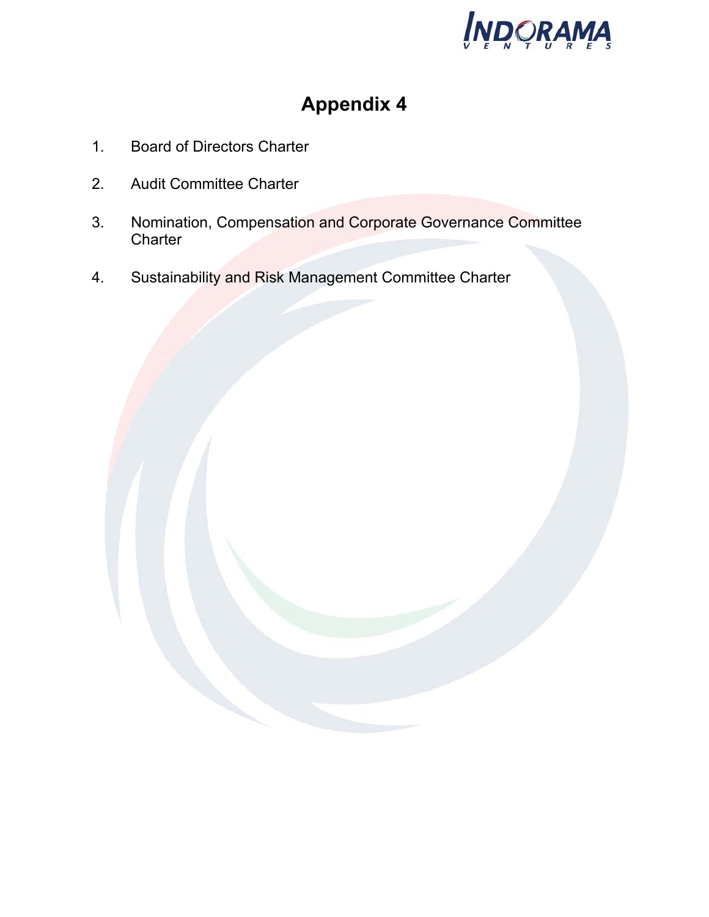# Appendix 4

1. Board of Directors Charter
2. Audit Committee Charter
3. Nomination, Compensation and Corporate Governance Committee Charter
4. Sustainability and Risk Management Committee Charter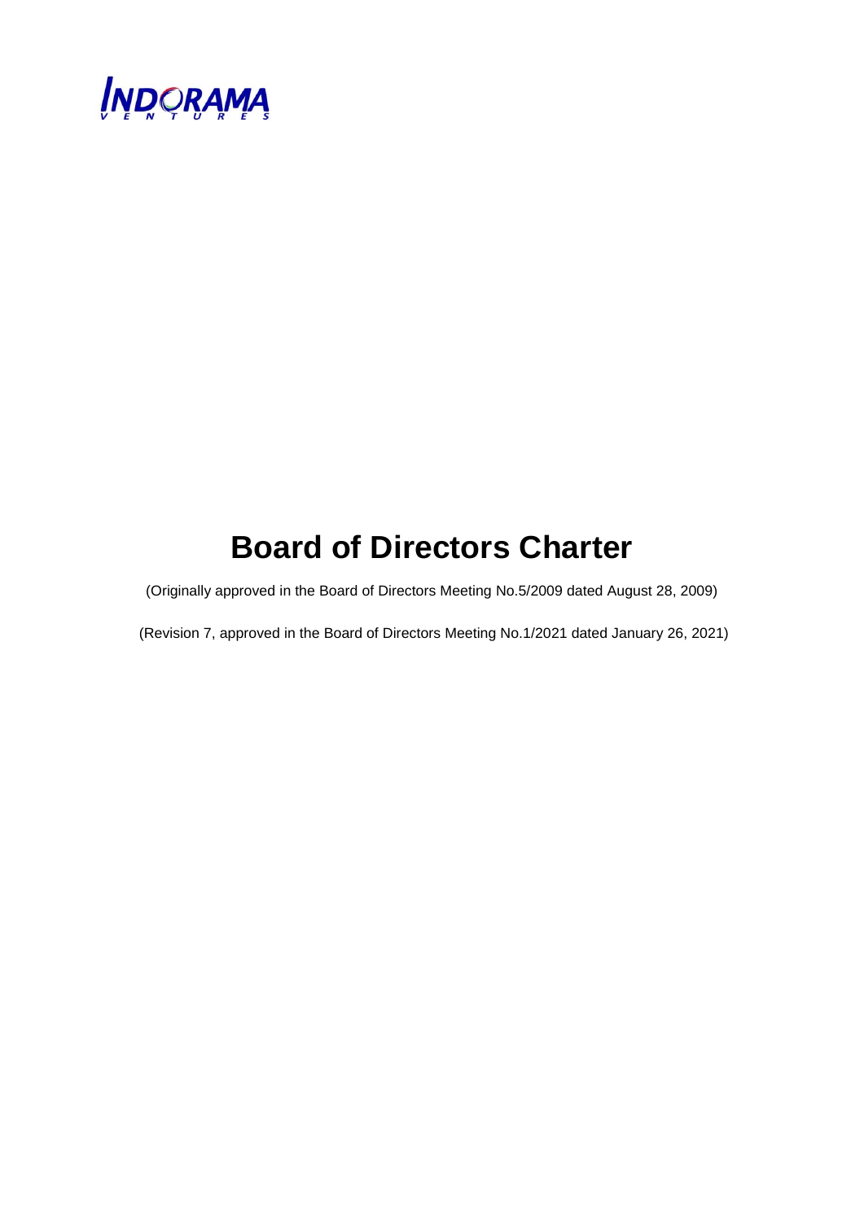# Board of Directors Charter

(Originally approved in the Board of Directors Meeting No.5/2009 dated August 28, 2009)

(Revision 7, approved in the Board of Directors Meeting No.1/2021 dated January 26, 2021)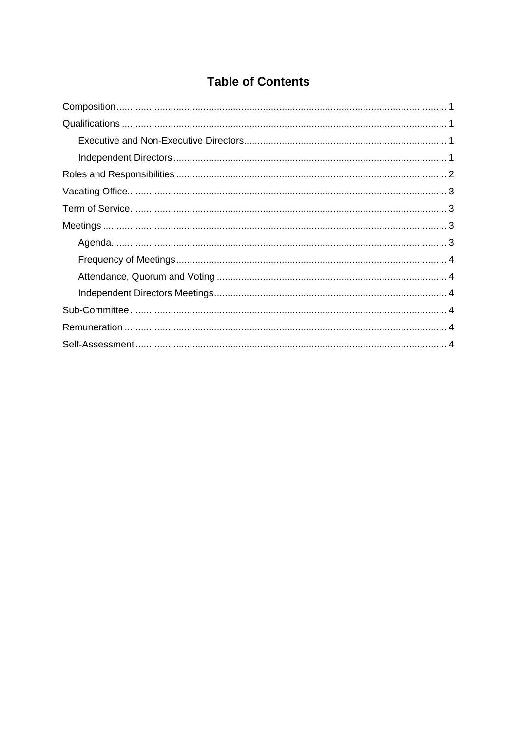# Table of Contents

Composition ........................................................................................................................ 1

Qualifications ...................................................................................................................... 1

- Executive and Non-Executive Directors ............................................................................ 1
- Independent Directors ..................................................................................................... 1

Roles and Responsibilities .................................................................................................. 2

Vacating Office .................................................................................................................... 3

Term of Service ................................................................................................................... 3

Meetings ............................................................................................................................. 3

- Agenda ............................................................................................................................ 3
- Frequency of Meetings .................................................................................................... 4
- Attendance, Quorum and Voting ..................................................................................... 4
- Independent Directors Meetings ...................................................................................... 4

Sub-Committee ................................................................................................................... 4

Remuneration ..................................................................................................................... 4

Self-Assessment ................................................................................................................. 4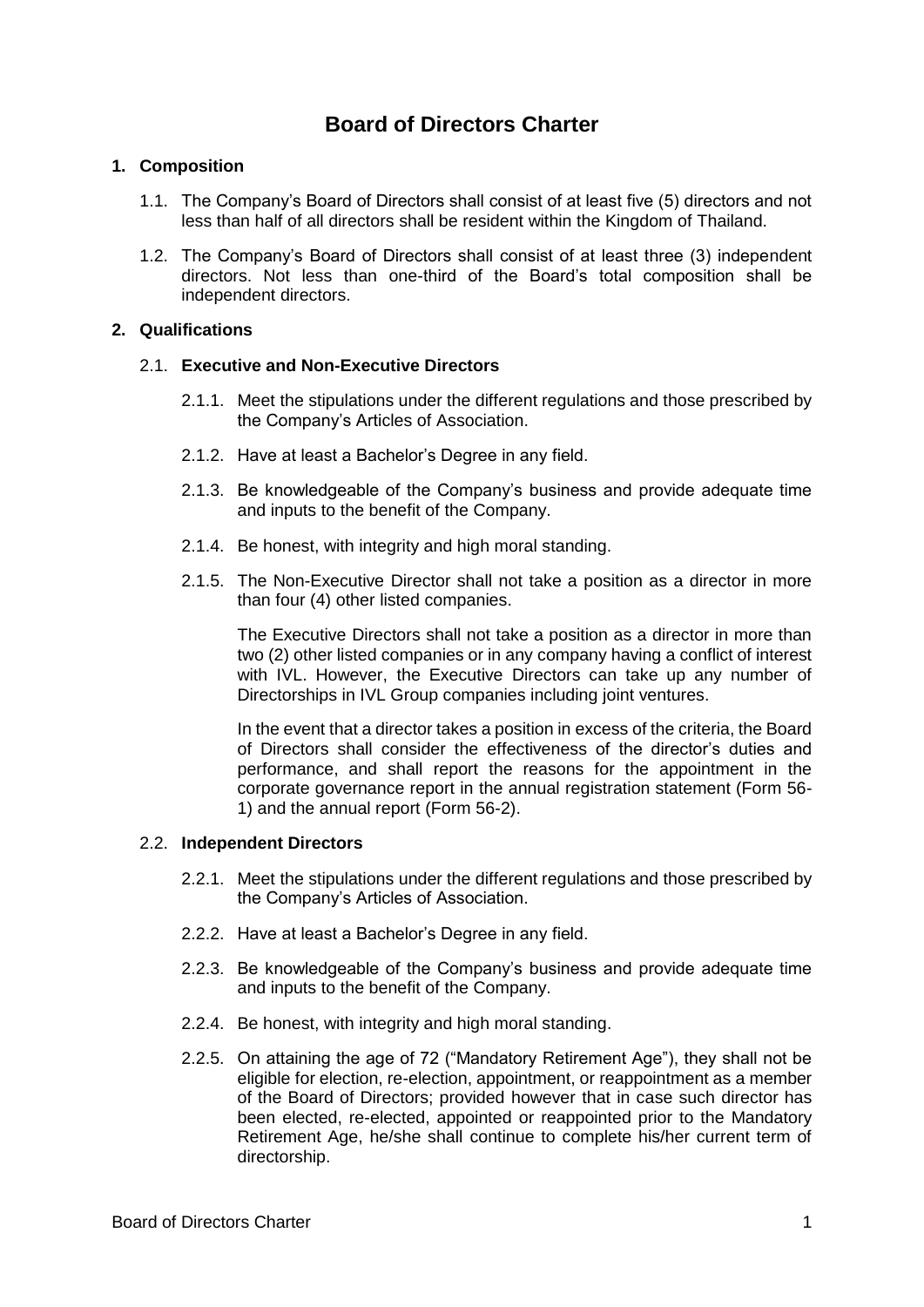# Board of Directors Charter

## 1. Composition

1.1. The Company's Board of Directors shall consist of at least five (5) directors and not less than half of all directors shall be resident within the Kingdom of Thailand.

1.2. The Company's Board of Directors shall consist of at least three (3) independent directors. Not less than one-third of the Board's total composition shall be independent directors.

## 2. Qualifications

### 2.1. Executive and Non-Executive Directors

2.1.1. Meet the stipulations under the different regulations and those prescribed by the Company's Articles of Association.

2.1.2. Have at least a Bachelor's Degree in any field.

2.1.3. Be knowledgeable of the Company's business and provide adequate time and inputs to the benefit of the Company.

2.1.4. Be honest, with integrity and high moral standing.

2.1.5. The Non-Executive Director shall not take a position as a director in more than four (4) other listed companies.

The Executive Directors shall not take a position as a director in more than two (2) other listed companies or in any company having a conflict of interest with IVL. However, the Executive Directors can take up any number of Directorships in IVL Group companies including joint ventures.

In the event that a director takes a position in excess of the criteria, the Board of Directors shall consider the effectiveness of the director's duties and performance, and shall report the reasons for the appointment in the corporate governance report in the annual registration statement (Form 56-1) and the annual report (Form 56-2).

### 2.2. Independent Directors

2.2.1. Meet the stipulations under the different regulations and those prescribed by the Company's Articles of Association.

2.2.2. Have at least a Bachelor's Degree in any field.

2.2.3. Be knowledgeable of the Company's business and provide adequate time and inputs to the benefit of the Company.

2.2.4. Be honest, with integrity and high moral standing.

2.2.5. On attaining the age of 72 ("Mandatory Retirement Age"), they shall not be eligible for election, re-election, appointment, or reappointment as a member of the Board of Directors; provided however that in case such director has been elected, re-elected, appointed or reappointed prior to the Mandatory Retirement Age, he/she shall continue to complete his/her current term of directorship.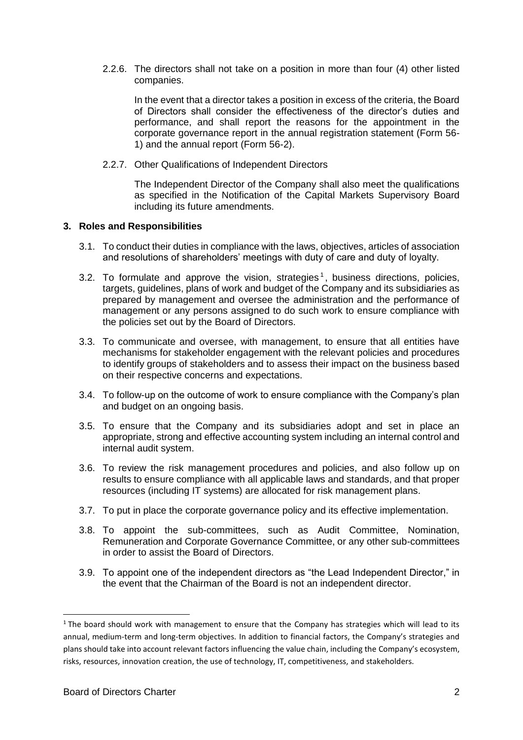2.2.6. The directors shall not take on a position in more than four (4) other listed companies.

In the event that a director takes a position in excess of the criteria, the Board of Directors shall consider the effectiveness of the director's duties and performance, and shall report the reasons for the appointment in the corporate governance report in the annual registration statement (Form 56-1) and the annual report (Form 56-2).

2.2.7. Other Qualifications of Independent Directors

The Independent Director of the Company shall also meet the qualifications as specified in the Notification of the Capital Markets Supervisory Board including its future amendments.

## 3. Roles and Responsibilities

3.1. To conduct their duties in compliance with the laws, objectives, articles of association and resolutions of shareholders' meetings with duty of care and duty of loyalty.

3.2. To formulate and approve the vision, strategies[1], business directions, policies, targets, guidelines, plans of work and budget of the Company and its subsidiaries as prepared by management and oversee the administration and the performance of management or any persons assigned to do such work to ensure compliance with the policies set out by the Board of Directors.

3.3. To communicate and oversee, with management, to ensure that all entities have mechanisms for stakeholder engagement with the relevant policies and procedures to identify groups of stakeholders and to assess their impact on the business based on their respective concerns and expectations.

3.4. To follow-up on the outcome of work to ensure compliance with the Company's plan and budget on an ongoing basis.

3.5. To ensure that the Company and its subsidiaries adopt and set in place an appropriate, strong and effective accounting system including an internal control and internal audit system.

3.6. To review the risk management procedures and policies, and also follow up on results to ensure compliance with all applicable laws and standards, and that proper resources (including IT systems) are allocated for risk management plans.

3.7. To put in place the corporate governance policy and its effective implementation.

3.8. To appoint the sub-committees, such as Audit Committee, Nomination, Remuneration and Corporate Governance Committee, or any other sub-committees in order to assist the Board of Directors.

3.9. To appoint one of the independent directors as "the Lead Independent Director," in the event that the Chairman of the Board is not an independent director.

---

[1] The board should work with management to ensure that the Company has strategies which will lead to its annual, medium-term and long-term objectives. In addition to financial factors, the Company's strategies and plans should take into account relevant factors influencing the value chain, including the Company's ecosystem, risks, resources, innovation creation, the use of technology, IT, competitiveness, and stakeholders.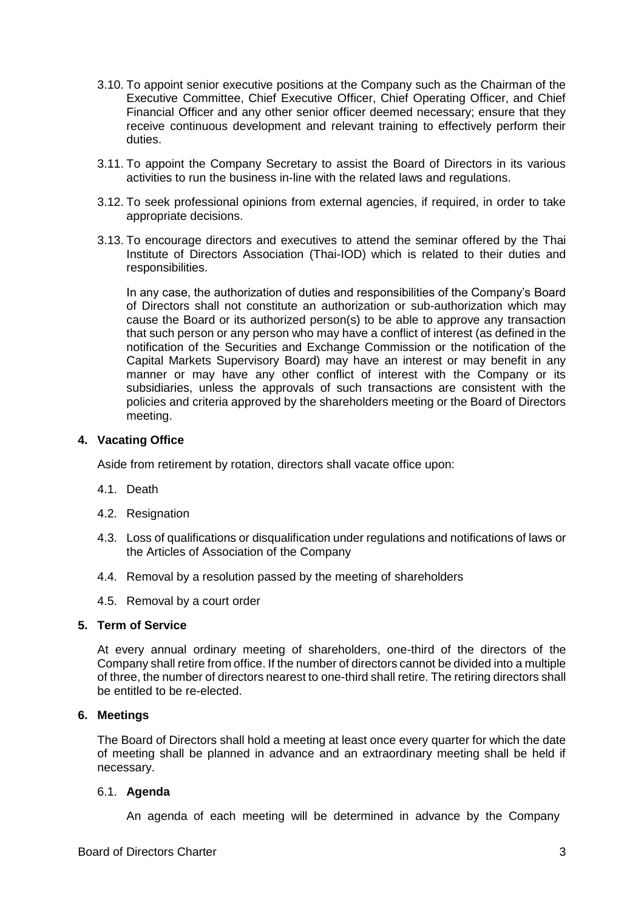3.10. To appoint senior executive positions at the Company such as the Chairman of the Executive Committee, Chief Executive Officer, Chief Operating Officer, and Chief Financial Officer and any other senior officer deemed necessary; ensure that they receive continuous development and relevant training to effectively perform their duties.

3.11. To appoint the Company Secretary to assist the Board of Directors in its various activities to run the business in-line with the related laws and regulations.

3.12. To seek professional opinions from external agencies, if required, in order to take appropriate decisions.

3.13. To encourage directors and executives to attend the seminar offered by the Thai Institute of Directors Association (Thai-IOD) which is related to their duties and responsibilities.

In any case, the authorization of duties and responsibilities of the Company's Board of Directors shall not constitute an authorization or sub-authorization which may cause the Board or its authorized person(s) to be able to approve any transaction that such person or any person who may have a conflict of interest (as defined in the notification of the Securities and Exchange Commission or the notification of the Capital Markets Supervisory Board) may have an interest or may benefit in any manner or may have any other conflict of interest with the Company or its subsidiaries, unless the approvals of such transactions are consistent with the policies and criteria approved by the shareholders meeting or the Board of Directors meeting.

**4. Vacating Office**

Aside from retirement by rotation, directors shall vacate office upon:

4.1. Death

4.2. Resignation

4.3. Loss of qualifications or disqualification under regulations and notifications of laws or the Articles of Association of the Company

4.4. Removal by a resolution passed by the meeting of shareholders

4.5. Removal by a court order

**5. Term of Service**

At every annual ordinary meeting of shareholders, one-third of the directors of the Company shall retire from office. If the number of directors cannot be divided into a multiple of three, the number of directors nearest to one-third shall retire. The retiring directors shall be entitled to be re-elected.

**6. Meetings**

The Board of Directors shall hold a meeting at least once every quarter for which the date of meeting shall be planned in advance and an extraordinary meeting shall be held if necessary.

6.1. **Agenda**

An agenda of each meeting will be determined in advance by the Company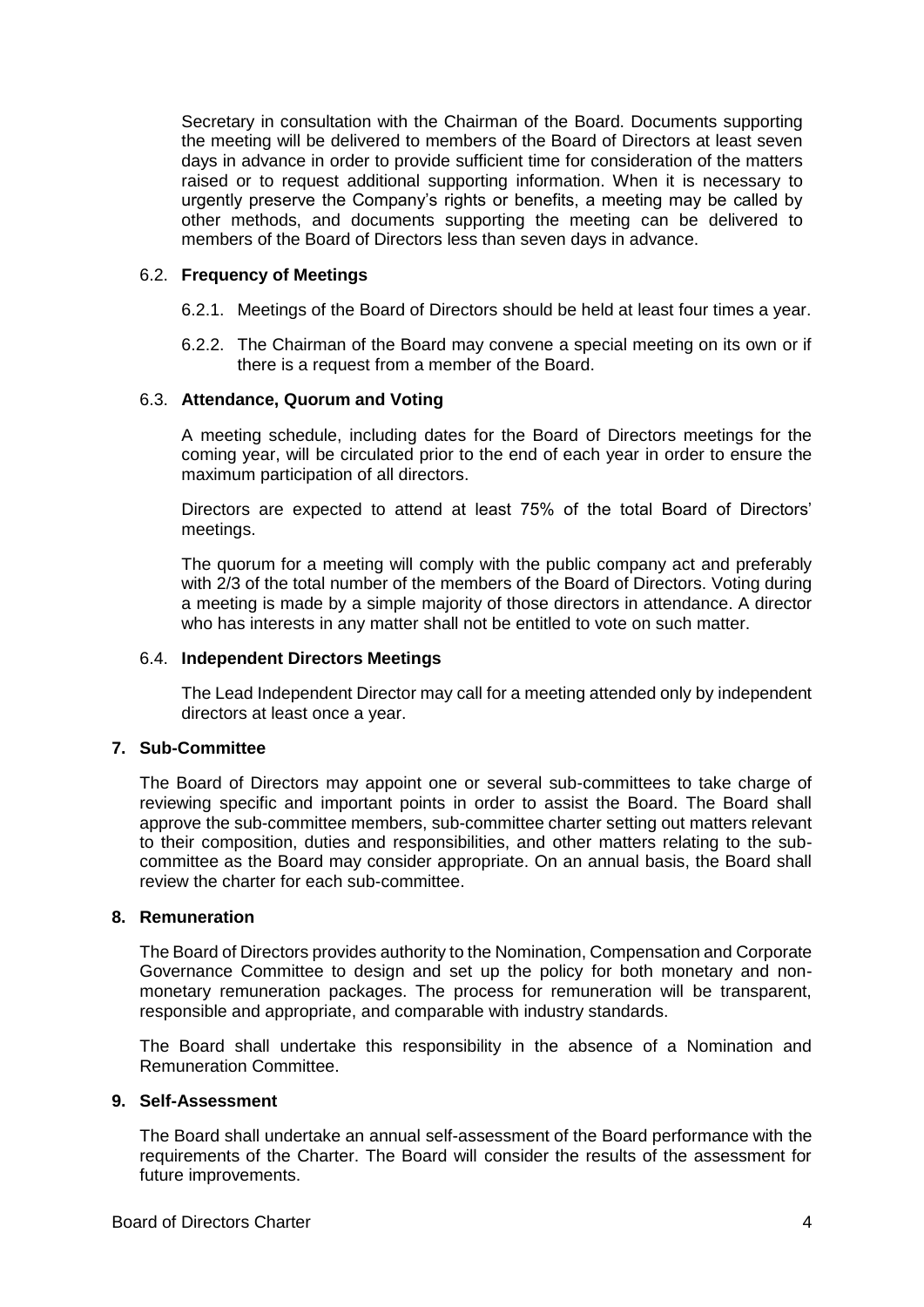Secretary in consultation with the Chairman of the Board. Documents supporting the meeting will be delivered to members of the Board of Directors at least seven days in advance in order to provide sufficient time for consideration of the matters raised or to request additional supporting information. When it is necessary to urgently preserve the Company's rights or benefits, a meeting may be called by other methods, and documents supporting the meeting can be delivered to members of the Board of Directors less than seven days in advance.

### 6.2. Frequency of Meetings

6.2.1. Meetings of the Board of Directors should be held at least four times a year.

6.2.2. The Chairman of the Board may convene a special meeting on its own or if there is a request from a member of the Board.

### 6.3. Attendance, Quorum and Voting

A meeting schedule, including dates for the Board of Directors meetings for the coming year, will be circulated prior to the end of each year in order to ensure the maximum participation of all directors.

Directors are expected to attend at least 75% of the total Board of Directors' meetings.

The quorum for a meeting will comply with the public company act and preferably with 2/3 of the total number of the members of the Board of Directors. Voting during a meeting is made by a simple majority of those directors in attendance. A director who has interests in any matter shall not be entitled to vote on such matter.

### 6.4. Independent Directors Meetings

The Lead Independent Director may call for a meeting attended only by independent directors at least once a year.

## 7. Sub-Committee

The Board of Directors may appoint one or several sub-committees to take charge of reviewing specific and important points in order to assist the Board. The Board shall approve the sub-committee members, sub-committee charter setting out matters relevant to their composition, duties and responsibilities, and other matters relating to the sub-committee as the Board may consider appropriate. On an annual basis, the Board shall review the charter for each sub-committee.

## 8. Remuneration

The Board of Directors provides authority to the Nomination, Compensation and Corporate Governance Committee to design and set up the policy for both monetary and non-monetary remuneration packages. The process for remuneration will be transparent, responsible and appropriate, and comparable with industry standards.

The Board shall undertake this responsibility in the absence of a Nomination and Remuneration Committee.

## 9. Self-Assessment

The Board shall undertake an annual self-assessment of the Board performance with the requirements of the Charter. The Board will consider the results of the assessment for future improvements.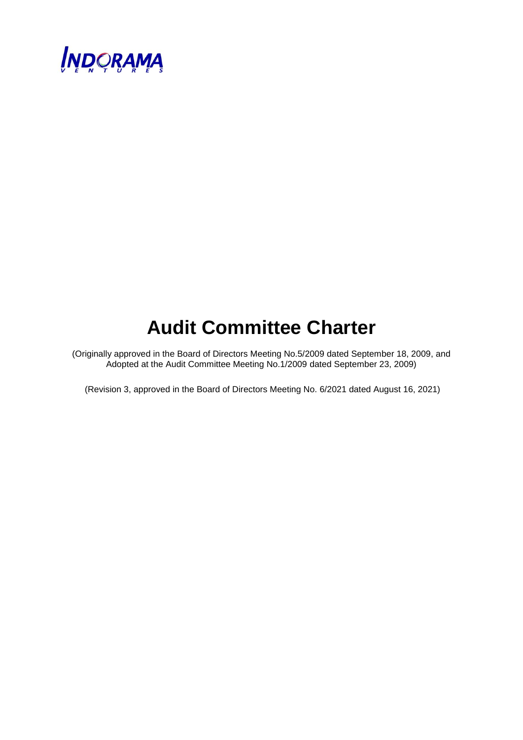# Audit Committee Charter

(Originally approved in the Board of Directors Meeting No.5/2009 dated September 18, 2009, and Adopted at the Audit Committee Meeting No.1/2009 dated September 23, 2009)

(Revision 3, approved in the Board of Directors Meeting No. 6/2021 dated August 16, 2021)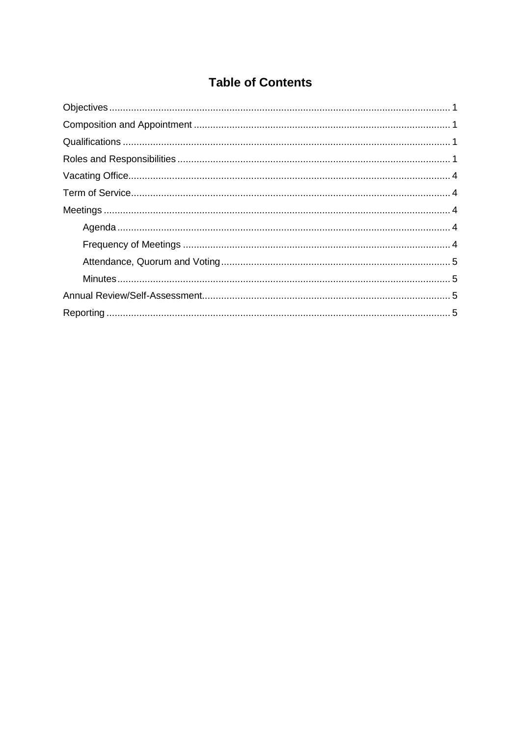# Table of Contents

- Objectives ........ 1
- Composition and Appointment ........ 1
- Qualifications ........ 1
- Roles and Responsibilities ........ 1
- Vacating Office ........ 4
- Term of Service ........ 4
- Meetings ........ 4
  - Agenda ........ 4
  - Frequency of Meetings ........ 4
  - Attendance, Quorum and Voting ........ 5
  - Minutes ........ 5
- Annual Review/Self-Assessment ........ 5
- Reporting ........ 5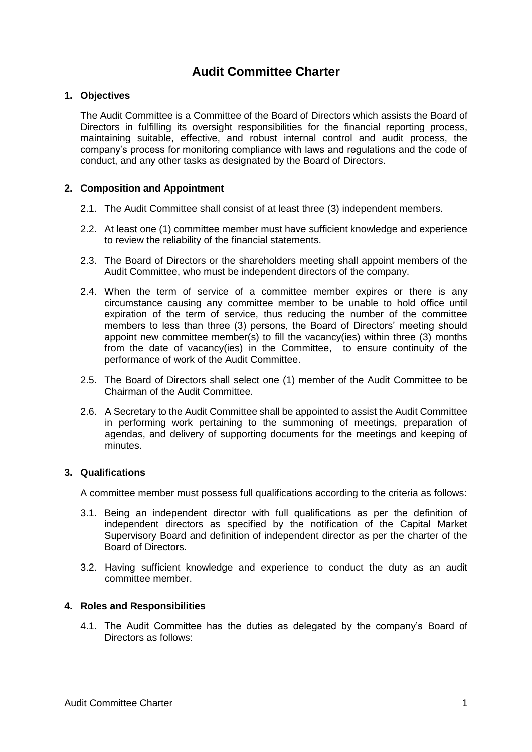# Audit Committee Charter

## 1. Objectives

The Audit Committee is a Committee of the Board of Directors which assists the Board of Directors in fulfilling its oversight responsibilities for the financial reporting process, maintaining suitable, effective, and robust internal control and audit process, the company's process for monitoring compliance with laws and regulations and the code of conduct, and any other tasks as designated by the Board of Directors.

## 2. Composition and Appointment

2.1. The Audit Committee shall consist of at least three (3) independent members.

2.2. At least one (1) committee member must have sufficient knowledge and experience to review the reliability of the financial statements.

2.3. The Board of Directors or the shareholders meeting shall appoint members of the Audit Committee, who must be independent directors of the company.

2.4. When the term of service of a committee member expires or there is any circumstance causing any committee member to be unable to hold office until expiration of the term of service, thus reducing the number of the committee members to less than three (3) persons, the Board of Directors' meeting should appoint new committee member(s) to fill the vacancy(ies) within three (3) months from the date of vacancy(ies) in the Committee, to ensure continuity of the performance of work of the Audit Committee.

2.5. The Board of Directors shall select one (1) member of the Audit Committee to be Chairman of the Audit Committee.

2.6. A Secretary to the Audit Committee shall be appointed to assist the Audit Committee in performing work pertaining to the summoning of meetings, preparation of agendas, and delivery of supporting documents for the meetings and keeping of minutes.

## 3. Qualifications

A committee member must possess full qualifications according to the criteria as follows:

3.1. Being an independent director with full qualifications as per the definition of independent directors as specified by the notification of the Capital Market Supervisory Board and definition of independent director as per the charter of the Board of Directors.

3.2. Having sufficient knowledge and experience to conduct the duty as an audit committee member.

## 4. Roles and Responsibilities

4.1. The Audit Committee has the duties as delegated by the company's Board of Directors as follows: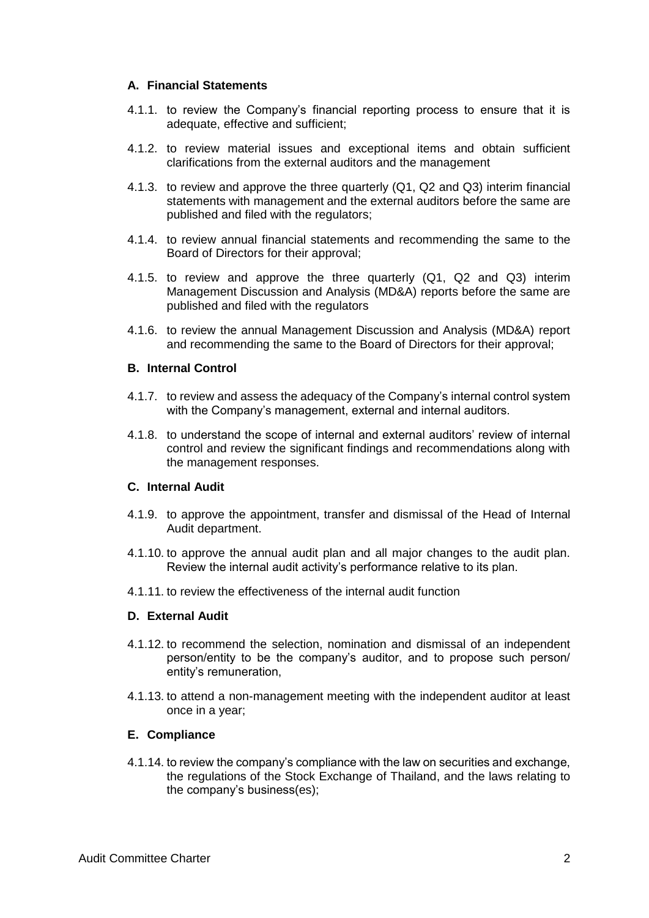### A. Financial Statements

4.1.1. to review the Company's financial reporting process to ensure that it is adequate, effective and sufficient;

4.1.2. to review material issues and exceptional items and obtain sufficient clarifications from the external auditors and the management

4.1.3. to review and approve the three quarterly (Q1, Q2 and Q3) interim financial statements with management and the external auditors before the same are published and filed with the regulators;

4.1.4. to review annual financial statements and recommending the same to the Board of Directors for their approval;

4.1.5. to review and approve the three quarterly (Q1, Q2 and Q3) interim Management Discussion and Analysis (MD&A) reports before the same are published and filed with the regulators

4.1.6. to review the annual Management Discussion and Analysis (MD&A) report and recommending the same to the Board of Directors for their approval;

### B. Internal Control

4.1.7. to review and assess the adequacy of the Company's internal control system with the Company's management, external and internal auditors.

4.1.8. to understand the scope of internal and external auditors' review of internal control and review the significant findings and recommendations along with the management responses.

### C. Internal Audit

4.1.9. to approve the appointment, transfer and dismissal of the Head of Internal Audit department.

4.1.10. to approve the annual audit plan and all major changes to the audit plan. Review the internal audit activity's performance relative to its plan.

4.1.11. to review the effectiveness of the internal audit function

### D. External Audit

4.1.12. to recommend the selection, nomination and dismissal of an independent person/entity to be the company's auditor, and to propose such person/ entity's remuneration,

4.1.13. to attend a non-management meeting with the independent auditor at least once in a year;

### E. Compliance

4.1.14. to review the company's compliance with the law on securities and exchange, the regulations of the Stock Exchange of Thailand, and the laws relating to the company's business(es);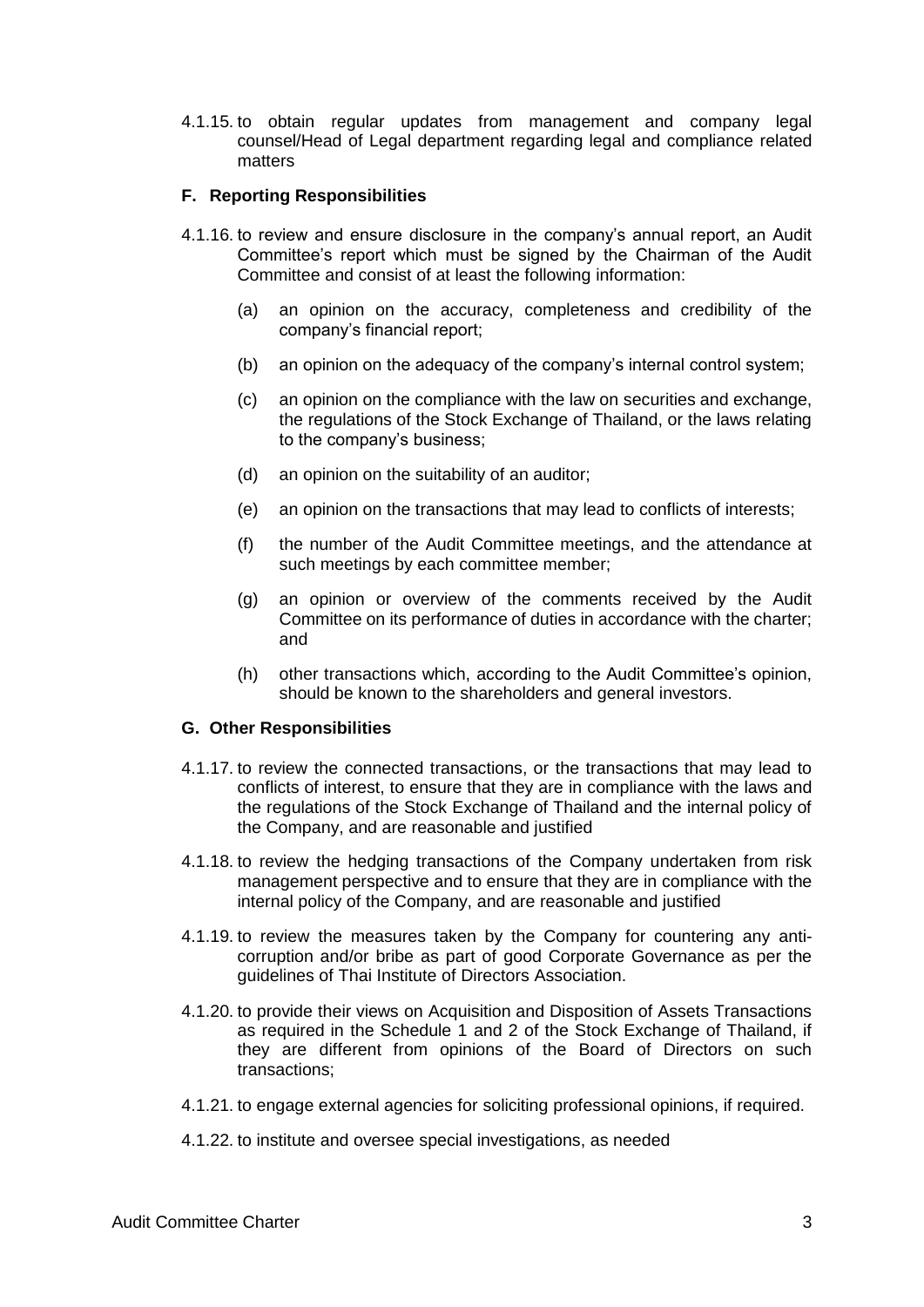4.1.15. to obtain regular updates from management and company legal counsel/Head of Legal department regarding legal and compliance related matters

### F. Reporting Responsibilities

4.1.16. to review and ensure disclosure in the company's annual report, an Audit Committee's report which must be signed by the Chairman of the Audit Committee and consist of at least the following information:

(a) an opinion on the accuracy, completeness and credibility of the company's financial report;

(b) an opinion on the adequacy of the company's internal control system;

(c) an opinion on the compliance with the law on securities and exchange, the regulations of the Stock Exchange of Thailand, or the laws relating to the company's business;

(d) an opinion on the suitability of an auditor;

(e) an opinion on the transactions that may lead to conflicts of interests;

(f) the number of the Audit Committee meetings, and the attendance at such meetings by each committee member;

(g) an opinion or overview of the comments received by the Audit Committee on its performance of duties in accordance with the charter; and

(h) other transactions which, according to the Audit Committee's opinion, should be known to the shareholders and general investors.

### G. Other Responsibilities

4.1.17. to review the connected transactions, or the transactions that may lead to conflicts of interest, to ensure that they are in compliance with the laws and the regulations of the Stock Exchange of Thailand and the internal policy of the Company, and are reasonable and justified

4.1.18. to review the hedging transactions of the Company undertaken from risk management perspective and to ensure that they are in compliance with the internal policy of the Company, and are reasonable and justified

4.1.19. to review the measures taken by the Company for countering any anti-corruption and/or bribe as part of good Corporate Governance as per the guidelines of Thai Institute of Directors Association.

4.1.20. to provide their views on Acquisition and Disposition of Assets Transactions as required in the Schedule 1 and 2 of the Stock Exchange of Thailand, if they are different from opinions of the Board of Directors on such transactions;

4.1.21. to engage external agencies for soliciting professional opinions, if required.

4.1.22. to institute and oversee special investigations, as needed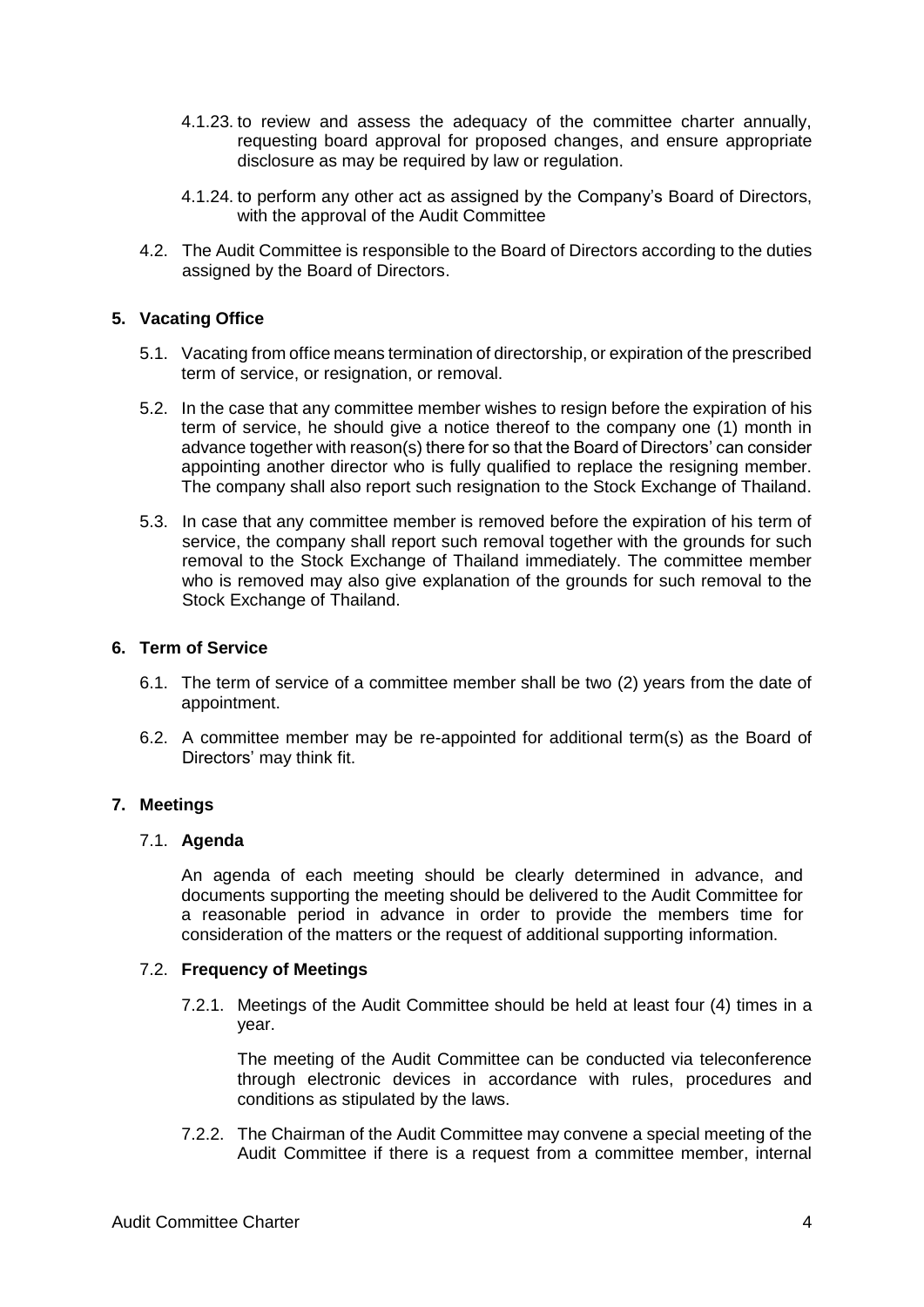4.1.23. to review and assess the adequacy of the committee charter annually, requesting board approval for proposed changes, and ensure appropriate disclosure as may be required by law or regulation.

4.1.24. to perform any other act as assigned by the Company's Board of Directors, with the approval of the Audit Committee

4.2. The Audit Committee is responsible to the Board of Directors according to the duties assigned by the Board of Directors.

## 5. Vacating Office

5.1. Vacating from office means termination of directorship, or expiration of the prescribed term of service, or resignation, or removal.

5.2. In the case that any committee member wishes to resign before the expiration of his term of service, he should give a notice thereof to the company one (1) month in advance together with reason(s) there for so that the Board of Directors' can consider appointing another director who is fully qualified to replace the resigning member. The company shall also report such resignation to the Stock Exchange of Thailand.

5.3. In case that any committee member is removed before the expiration of his term of service, the company shall report such removal together with the grounds for such removal to the Stock Exchange of Thailand immediately. The committee member who is removed may also give explanation of the grounds for such removal to the Stock Exchange of Thailand.

## 6. Term of Service

6.1. The term of service of a committee member shall be two (2) years from the date of appointment.

6.2. A committee member may be re-appointed for additional term(s) as the Board of Directors' may think fit.

## 7. Meetings

### 7.1. Agenda

An agenda of each meeting should be clearly determined in advance, and documents supporting the meeting should be delivered to the Audit Committee for a reasonable period in advance in order to provide the members time for consideration of the matters or the request of additional supporting information.

### 7.2. Frequency of Meetings

7.2.1. Meetings of the Audit Committee should be held at least four (4) times in a year.

The meeting of the Audit Committee can be conducted via teleconference through electronic devices in accordance with rules, procedures and conditions as stipulated by the laws.

7.2.2. The Chairman of the Audit Committee may convene a special meeting of the Audit Committee if there is a request from a committee member, internal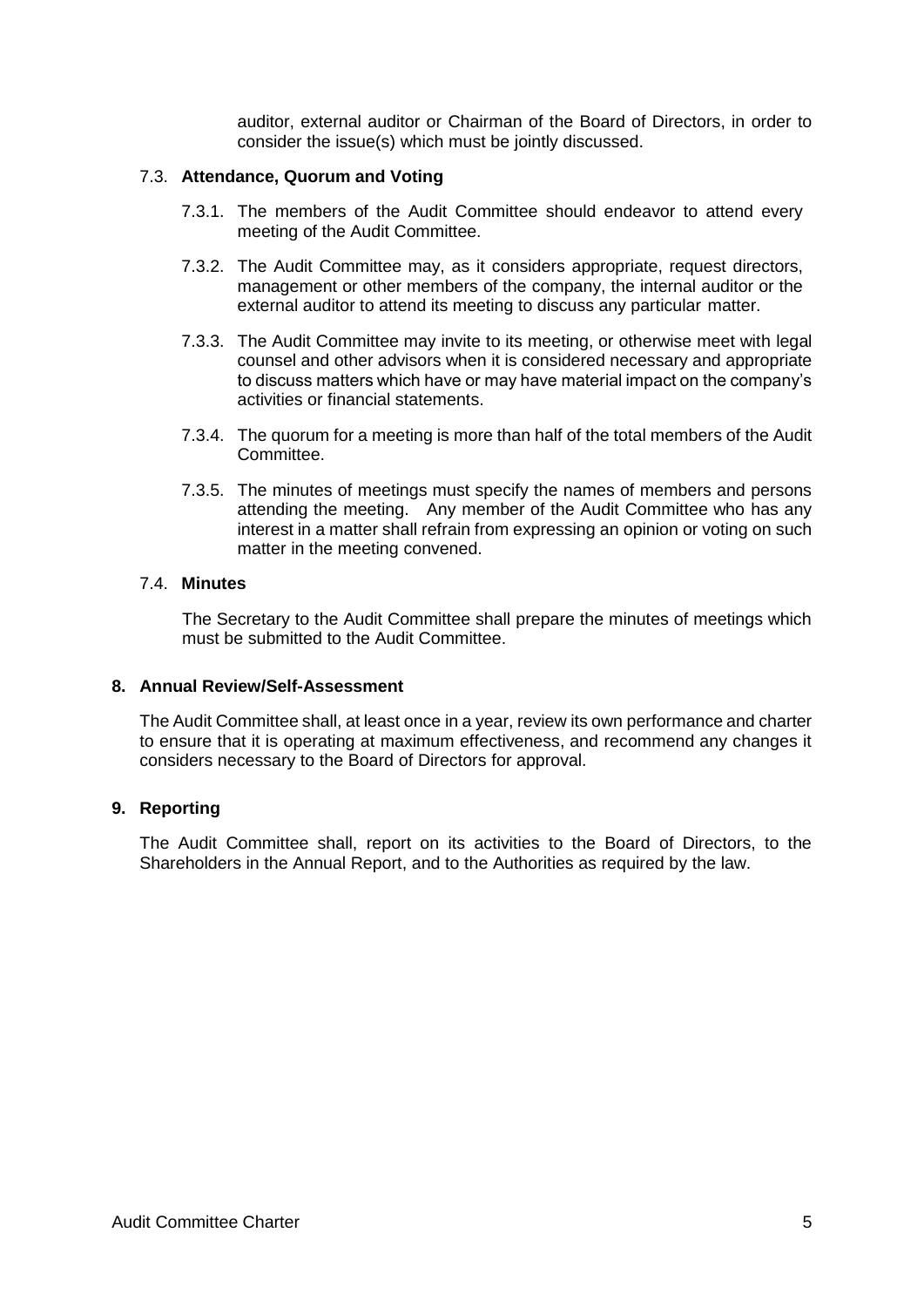auditor, external auditor or Chairman of the Board of Directors, in order to consider the issue(s) which must be jointly discussed.

### 7.3. Attendance, Quorum and Voting

7.3.1. The members of the Audit Committee should endeavor to attend every meeting of the Audit Committee.

7.3.2. The Audit Committee may, as it considers appropriate, request directors, management or other members of the company, the internal auditor or the external auditor to attend its meeting to discuss any particular matter.

7.3.3. The Audit Committee may invite to its meeting, or otherwise meet with legal counsel and other advisors when it is considered necessary and appropriate to discuss matters which have or may have material impact on the company's activities or financial statements.

7.3.4. The quorum for a meeting is more than half of the total members of the Audit Committee.

7.3.5. The minutes of meetings must specify the names of members and persons attending the meeting. Any member of the Audit Committee who has any interest in a matter shall refrain from expressing an opinion or voting on such matter in the meeting convened.

### 7.4. Minutes

The Secretary to the Audit Committee shall prepare the minutes of meetings which must be submitted to the Audit Committee.

## 8. Annual Review/Self-Assessment

The Audit Committee shall, at least once in a year, review its own performance and charter to ensure that it is operating at maximum effectiveness, and recommend any changes it considers necessary to the Board of Directors for approval.

## 9. Reporting

The Audit Committee shall, report on its activities to the Board of Directors, to the Shareholders in the Annual Report, and to the Authorities as required by the law.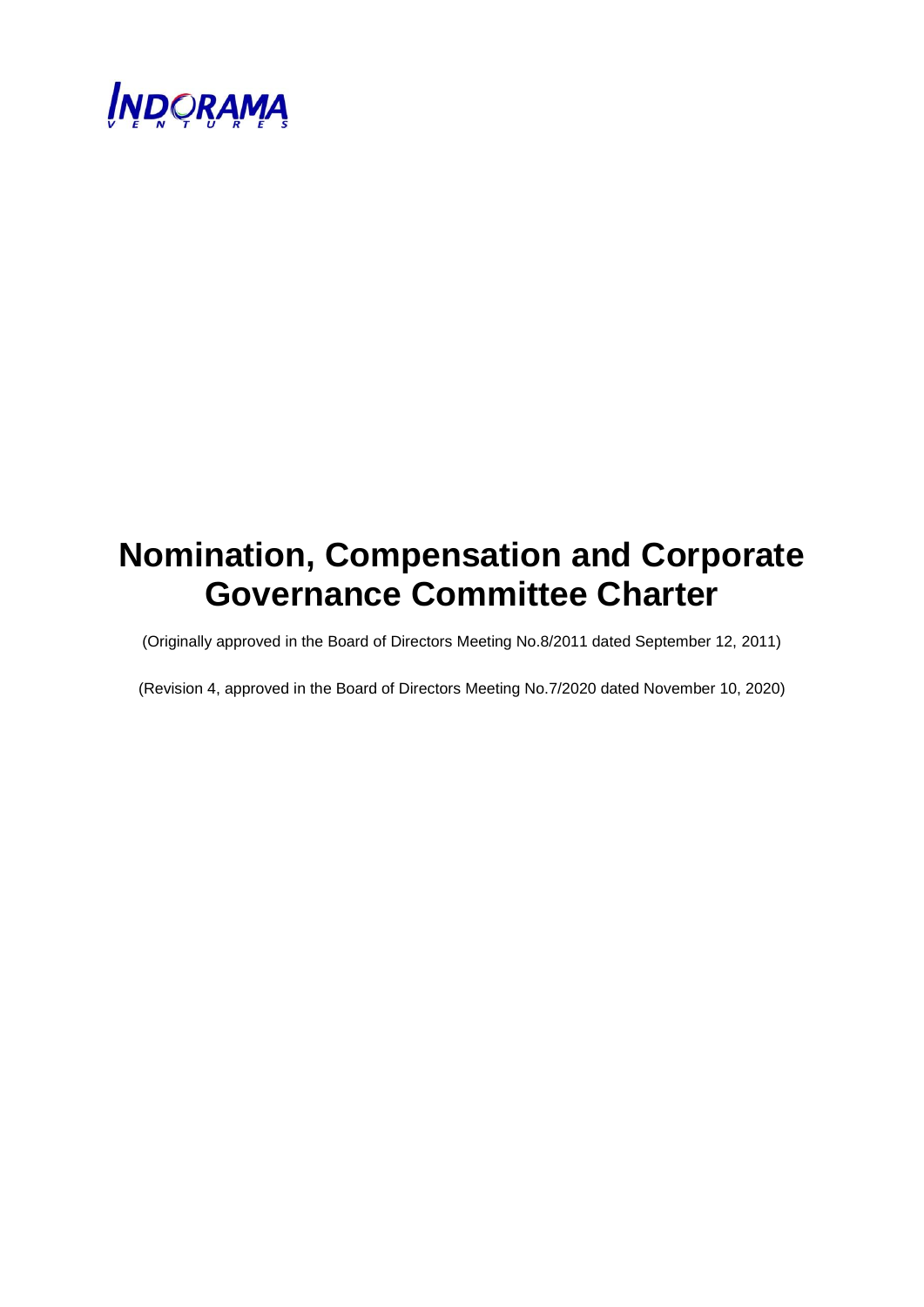# Nomination, Compensation and Corporate Governance Committee Charter

(Originally approved in the Board of Directors Meeting No.8/2011 dated September 12, 2011)

(Revision 4, approved in the Board of Directors Meeting No.7/2020 dated November 10, 2020)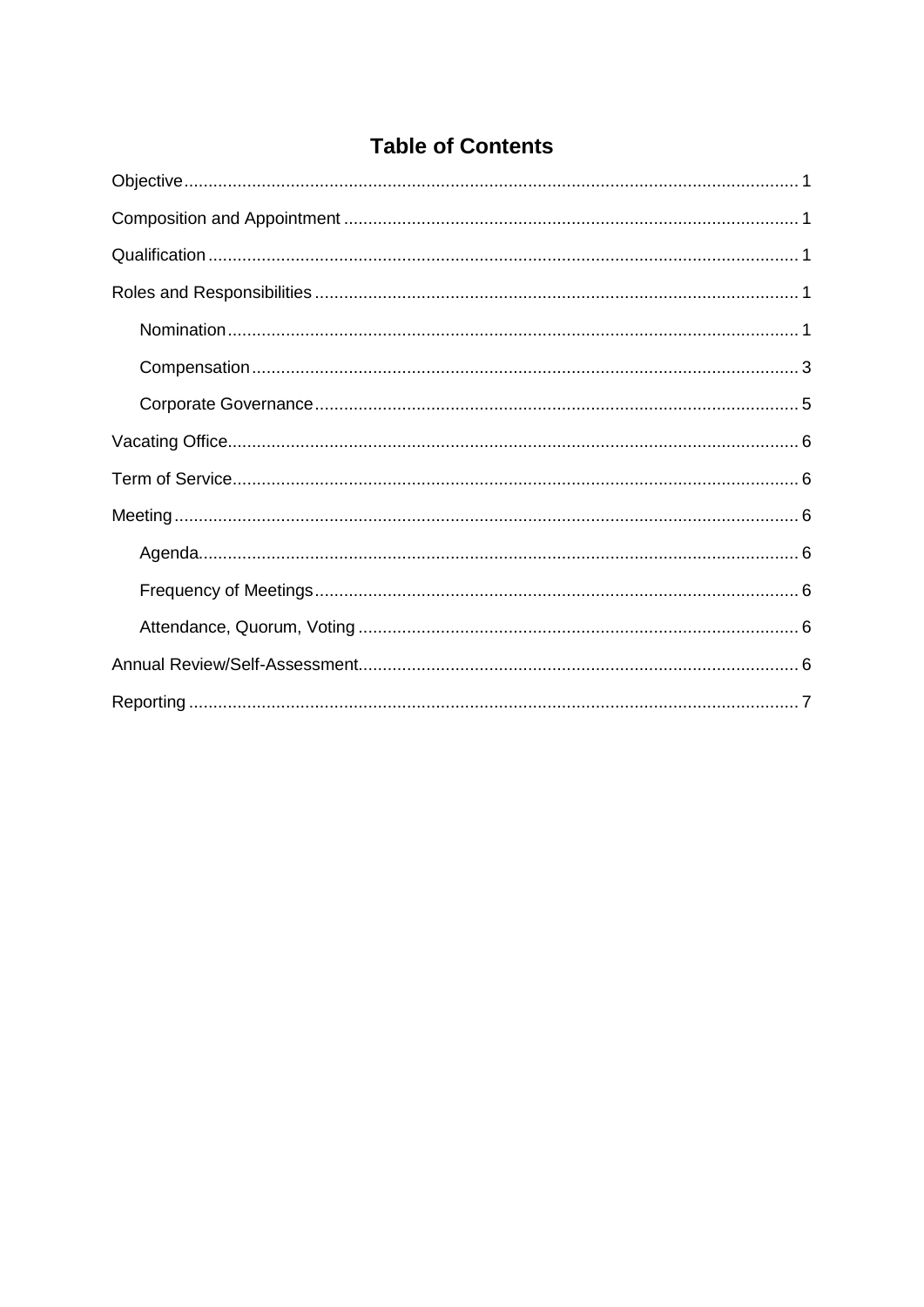# Table of Contents

Objective ........................................................................................................................ 1

Composition and Appointment ........................................................................................ 1

Qualification .................................................................................................................... 1

Roles and Responsibilities .............................................................................................. 1

- Nomination ................................................................................................................ 1
- Compensation ........................................................................................................... 3
- Corporate Governance .............................................................................................. 5

Vacating Office ................................................................................................................ 6

Term of Service ............................................................................................................... 6

Meeting ........................................................................................................................... 6

- Agenda ...................................................................................................................... 6
- Frequency of Meetings .............................................................................................. 6
- Attendance, Quorum, Voting ..................................................................................... 6

Annual Review/Self-Assessment ..................................................................................... 6

Reporting ........................................................................................................................ 7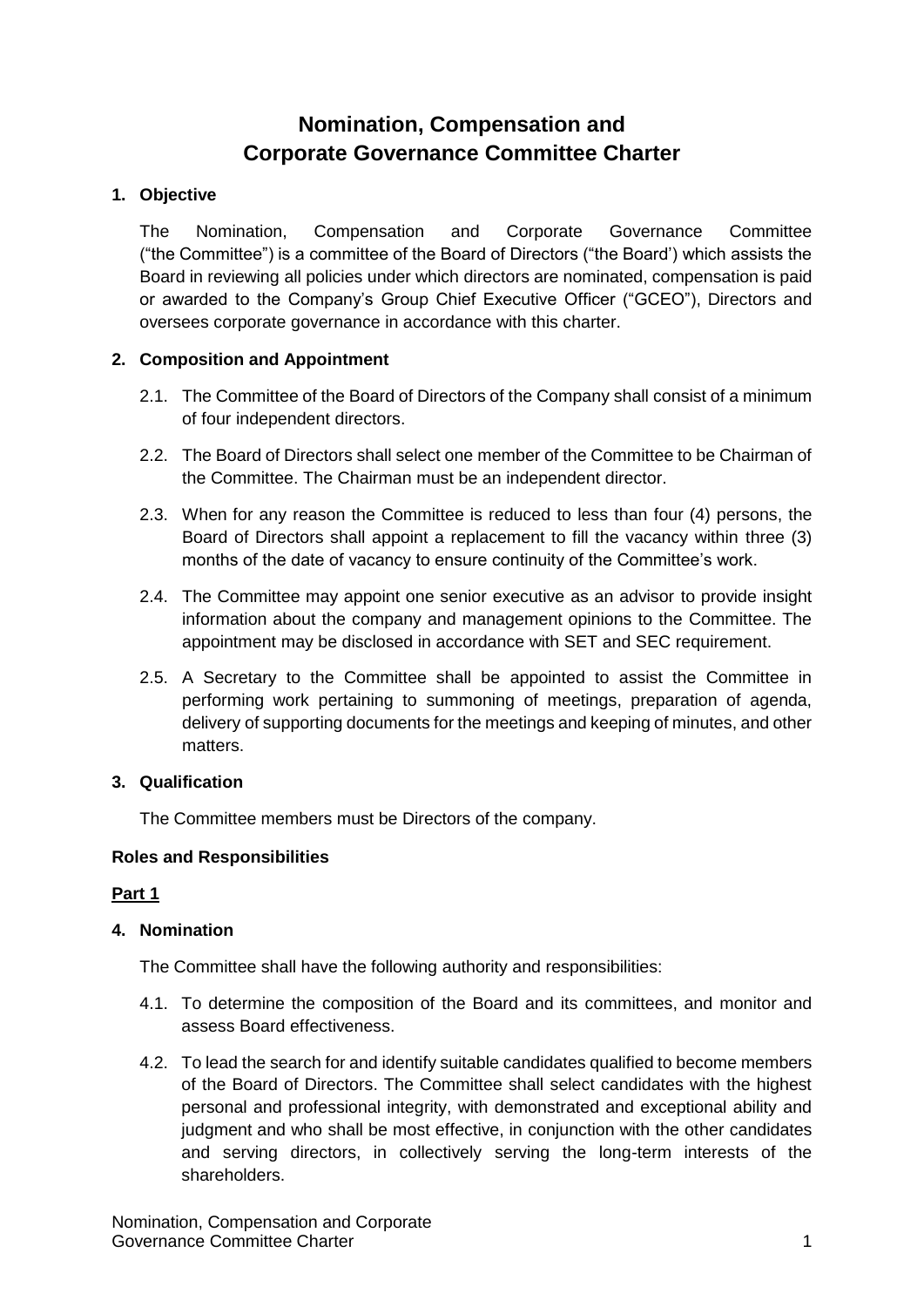# Nomination, Compensation and Corporate Governance Committee Charter

**1. Objective**

The Nomination, Compensation and Corporate Governance Committee ("the Committee") is a committee of the Board of Directors ("the Board') which assists the Board in reviewing all policies under which directors are nominated, compensation is paid or awarded to the Company's Group Chief Executive Officer ("GCEO"), Directors and oversees corporate governance in accordance with this charter.

**2. Composition and Appointment**

2.1. The Committee of the Board of Directors of the Company shall consist of a minimum of four independent directors.

2.2. The Board of Directors shall select one member of the Committee to be Chairman of the Committee. The Chairman must be an independent director.

2.3. When for any reason the Committee is reduced to less than four (4) persons, the Board of Directors shall appoint a replacement to fill the vacancy within three (3) months of the date of vacancy to ensure continuity of the Committee's work.

2.4. The Committee may appoint one senior executive as an advisor to provide insight information about the company and management opinions to the Committee. The appointment may be disclosed in accordance with SET and SEC requirement.

2.5. A Secretary to the Committee shall be appointed to assist the Committee in performing work pertaining to summoning of meetings, preparation of agenda, delivery of supporting documents for the meetings and keeping of minutes, and other matters.

**3. Qualification**

The Committee members must be Directors of the company.

**Roles and Responsibilities**

**<u>Part 1</u>**

**4. Nomination**

The Committee shall have the following authority and responsibilities:

4.1. To determine the composition of the Board and its committees, and monitor and assess Board effectiveness.

4.2. To lead the search for and identify suitable candidates qualified to become members of the Board of Directors. The Committee shall select candidates with the highest personal and professional integrity, with demonstrated and exceptional ability and judgment and who shall be most effective, in conjunction with the other candidates and serving directors, in collectively serving the long-term interests of the shareholders.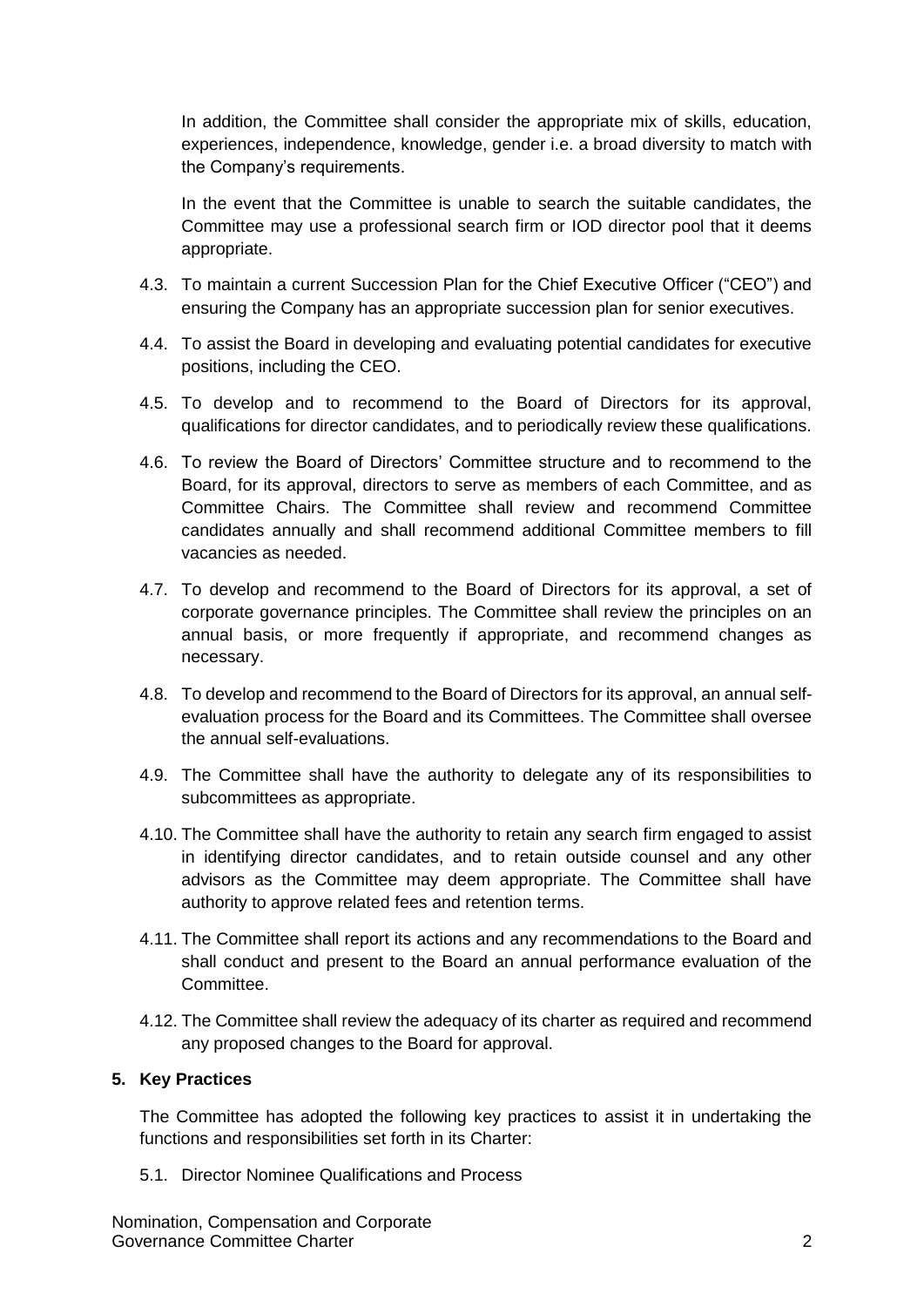In addition, the Committee shall consider the appropriate mix of skills, education, experiences, independence, knowledge, gender i.e. a broad diversity to match with the Company's requirements.

In the event that the Committee is unable to search the suitable candidates, the Committee may use a professional search firm or IOD director pool that it deems appropriate.

4.3. To maintain a current Succession Plan for the Chief Executive Officer ("CEO") and ensuring the Company has an appropriate succession plan for senior executives.

4.4. To assist the Board in developing and evaluating potential candidates for executive positions, including the CEO.

4.5. To develop and to recommend to the Board of Directors for its approval, qualifications for director candidates, and to periodically review these qualifications.

4.6. To review the Board of Directors' Committee structure and to recommend to the Board, for its approval, directors to serve as members of each Committee, and as Committee Chairs. The Committee shall review and recommend Committee candidates annually and shall recommend additional Committee members to fill vacancies as needed.

4.7. To develop and recommend to the Board of Directors for its approval, a set of corporate governance principles. The Committee shall review the principles on an annual basis, or more frequently if appropriate, and recommend changes as necessary.

4.8. To develop and recommend to the Board of Directors for its approval, an annual self-evaluation process for the Board and its Committees. The Committee shall oversee the annual self-evaluations.

4.9. The Committee shall have the authority to delegate any of its responsibilities to subcommittees as appropriate.

4.10. The Committee shall have the authority to retain any search firm engaged to assist in identifying director candidates, and to retain outside counsel and any other advisors as the Committee may deem appropriate. The Committee shall have authority to approve related fees and retention terms.

4.11. The Committee shall report its actions and any recommendations to the Board and shall conduct and present to the Board an annual performance evaluation of the Committee.

4.12. The Committee shall review the adequacy of its charter as required and recommend any proposed changes to the Board for approval.

**5. Key Practices**

The Committee has adopted the following key practices to assist it in undertaking the functions and responsibilities set forth in its Charter:

5.1. Director Nominee Qualifications and Process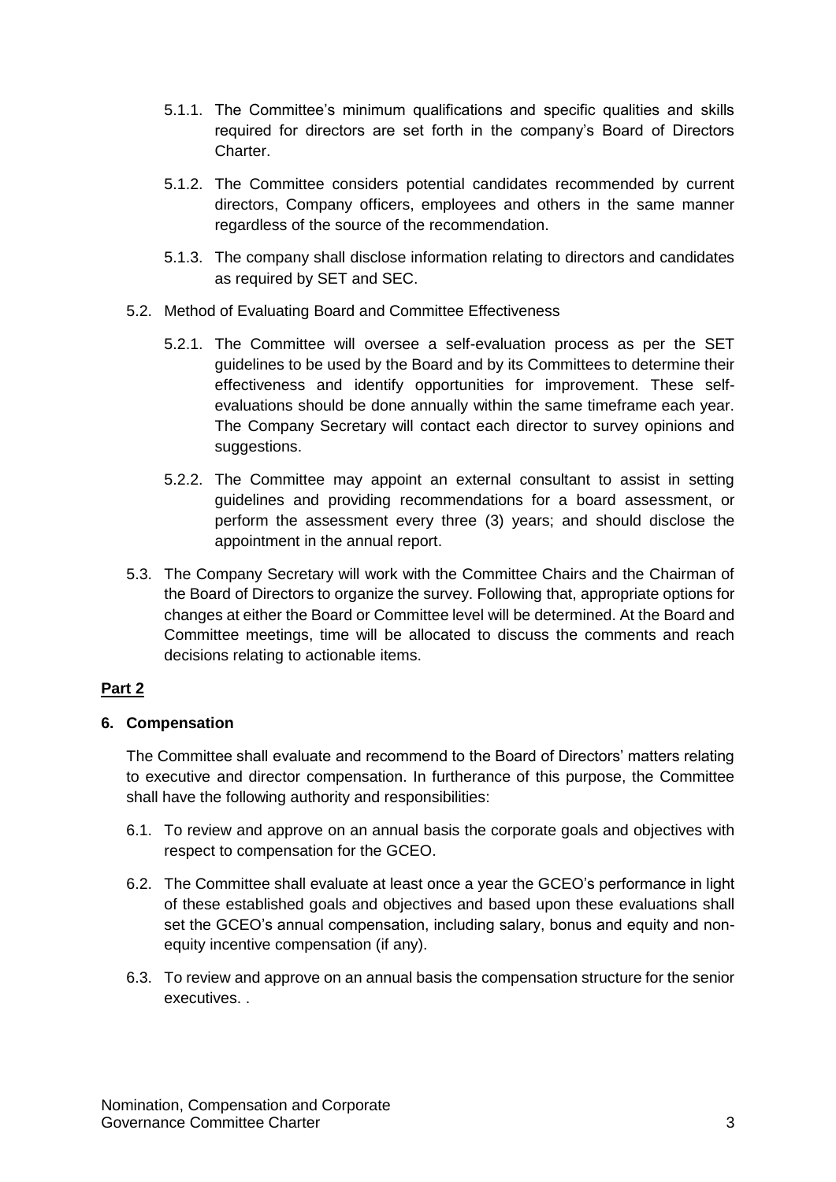5.1.1. The Committee's minimum qualifications and specific qualities and skills required for directors are set forth in the company's Board of Directors Charter.

5.1.2. The Committee considers potential candidates recommended by current directors, Company officers, employees and others in the same manner regardless of the source of the recommendation.

5.1.3. The company shall disclose information relating to directors and candidates as required by SET and SEC.

5.2. Method of Evaluating Board and Committee Effectiveness

5.2.1. The Committee will oversee a self-evaluation process as per the SET guidelines to be used by the Board and by its Committees to determine their effectiveness and identify opportunities for improvement. These self-evaluations should be done annually within the same timeframe each year. The Company Secretary will contact each director to survey opinions and suggestions.

5.2.2. The Committee may appoint an external consultant to assist in setting guidelines and providing recommendations for a board assessment, or perform the assessment every three (3) years; and should disclose the appointment in the annual report.

5.3. The Company Secretary will work with the Committee Chairs and the Chairman of the Board of Directors to organize the survey. Following that, appropriate options for changes at either the Board or Committee level will be determined. At the Board and Committee meetings, time will be allocated to discuss the comments and reach decisions relating to actionable items.

**Part 2**

**6. Compensation**

The Committee shall evaluate and recommend to the Board of Directors' matters relating to executive and director compensation. In furtherance of this purpose, the Committee shall have the following authority and responsibilities:

6.1. To review and approve on an annual basis the corporate goals and objectives with respect to compensation for the GCEO.

6.2. The Committee shall evaluate at least once a year the GCEO's performance in light of these established goals and objectives and based upon these evaluations shall set the GCEO's annual compensation, including salary, bonus and equity and non-equity incentive compensation (if any).

6.3. To review and approve on an annual basis the compensation structure for the senior executives. .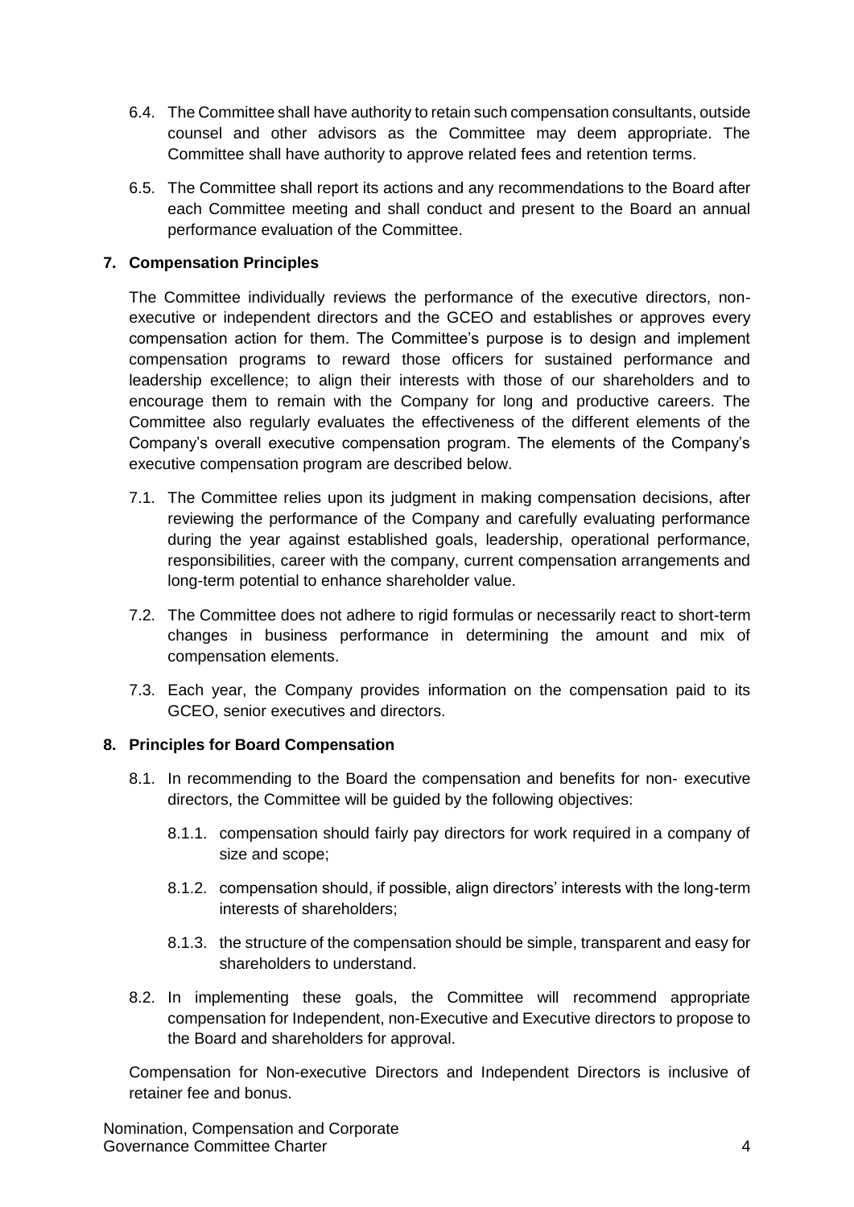6.4. The Committee shall have authority to retain such compensation consultants, outside counsel and other advisors as the Committee may deem appropriate. The Committee shall have authority to approve related fees and retention terms.

6.5. The Committee shall report its actions and any recommendations to the Board after each Committee meeting and shall conduct and present to the Board an annual performance evaluation of the Committee.

## 7. Compensation Principles

The Committee individually reviews the performance of the executive directors, non-executive or independent directors and the GCEO and establishes or approves every compensation action for them. The Committee's purpose is to design and implement compensation programs to reward those officers for sustained performance and leadership excellence; to align their interests with those of our shareholders and to encourage them to remain with the Company for long and productive careers. The Committee also regularly evaluates the effectiveness of the different elements of the Company's overall executive compensation program. The elements of the Company's executive compensation program are described below.

7.1. The Committee relies upon its judgment in making compensation decisions, after reviewing the performance of the Company and carefully evaluating performance during the year against established goals, leadership, operational performance, responsibilities, career with the company, current compensation arrangements and long-term potential to enhance shareholder value.

7.2. The Committee does not adhere to rigid formulas or necessarily react to short-term changes in business performance in determining the amount and mix of compensation elements.

7.3. Each year, the Company provides information on the compensation paid to its GCEO, senior executives and directors.

## 8. Principles for Board Compensation

8.1. In recommending to the Board the compensation and benefits for non- executive directors, the Committee will be guided by the following objectives:

8.1.1. compensation should fairly pay directors for work required in a company of size and scope;

8.1.2. compensation should, if possible, align directors' interests with the long-term interests of shareholders;

8.1.3. the structure of the compensation should be simple, transparent and easy for shareholders to understand.

8.2. In implementing these goals, the Committee will recommend appropriate compensation for Independent, non-Executive and Executive directors to propose to the Board and shareholders for approval.

Compensation for Non-executive Directors and Independent Directors is inclusive of retainer fee and bonus.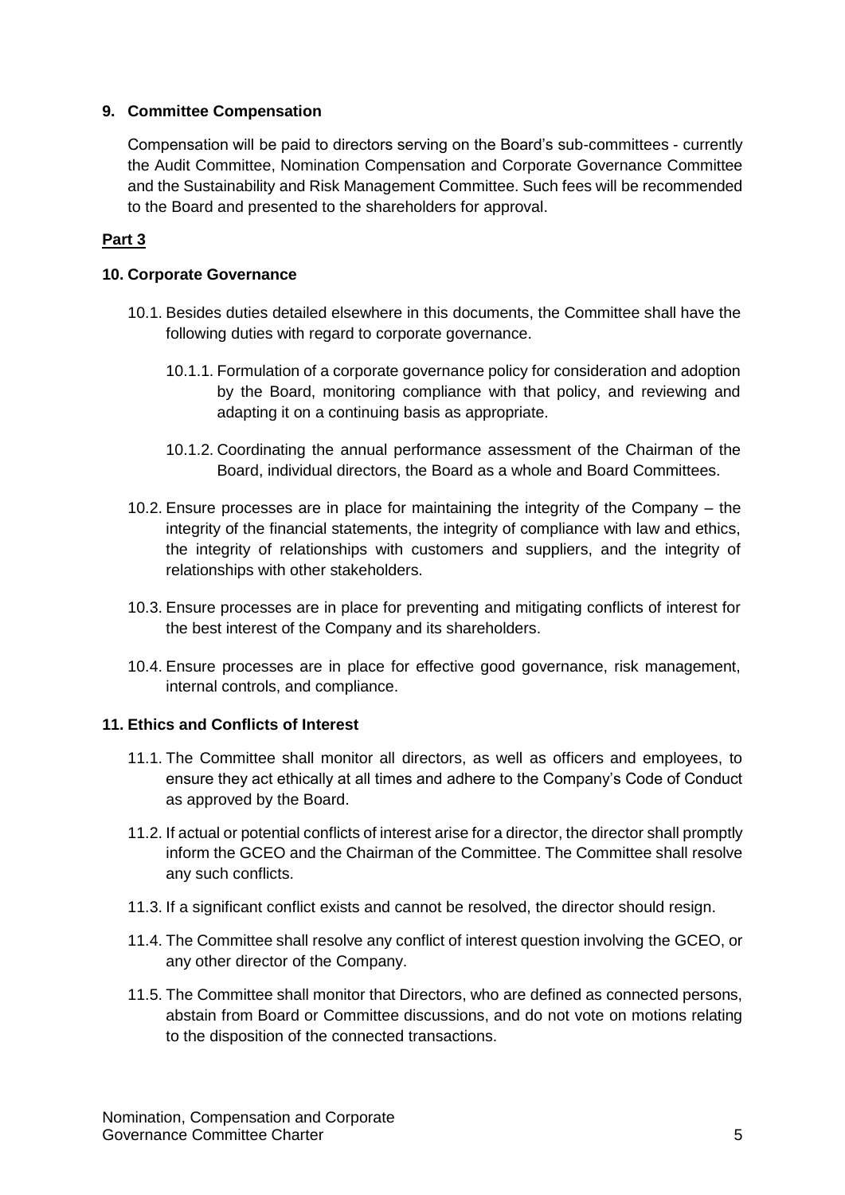## 9. Committee Compensation

Compensation will be paid to directors serving on the Board's sub-committees - currently the Audit Committee, Nomination Compensation and Corporate Governance Committee and the Sustainability and Risk Management Committee. Such fees will be recommended to the Board and presented to the shareholders for approval.

## Part 3

## 10. Corporate Governance

10.1. Besides duties detailed elsewhere in this documents, the Committee shall have the following duties with regard to corporate governance.

10.1.1. Formulation of a corporate governance policy for consideration and adoption by the Board, monitoring compliance with that policy, and reviewing and adapting it on a continuing basis as appropriate.

10.1.2. Coordinating the annual performance assessment of the Chairman of the Board, individual directors, the Board as a whole and Board Committees.

10.2. Ensure processes are in place for maintaining the integrity of the Company – the integrity of the financial statements, the integrity of compliance with law and ethics, the integrity of relationships with customers and suppliers, and the integrity of relationships with other stakeholders.

10.3. Ensure processes are in place for preventing and mitigating conflicts of interest for the best interest of the Company and its shareholders.

10.4. Ensure processes are in place for effective good governance, risk management, internal controls, and compliance.

## 11. Ethics and Conflicts of Interest

11.1. The Committee shall monitor all directors, as well as officers and employees, to ensure they act ethically at all times and adhere to the Company's Code of Conduct as approved by the Board.

11.2. If actual or potential conflicts of interest arise for a director, the director shall promptly inform the GCEO and the Chairman of the Committee. The Committee shall resolve any such conflicts.

11.3. If a significant conflict exists and cannot be resolved, the director should resign.

11.4. The Committee shall resolve any conflict of interest question involving the GCEO, or any other director of the Company.

11.5. The Committee shall monitor that Directors, who are defined as connected persons, abstain from Board or Committee discussions, and do not vote on motions relating to the disposition of the connected transactions.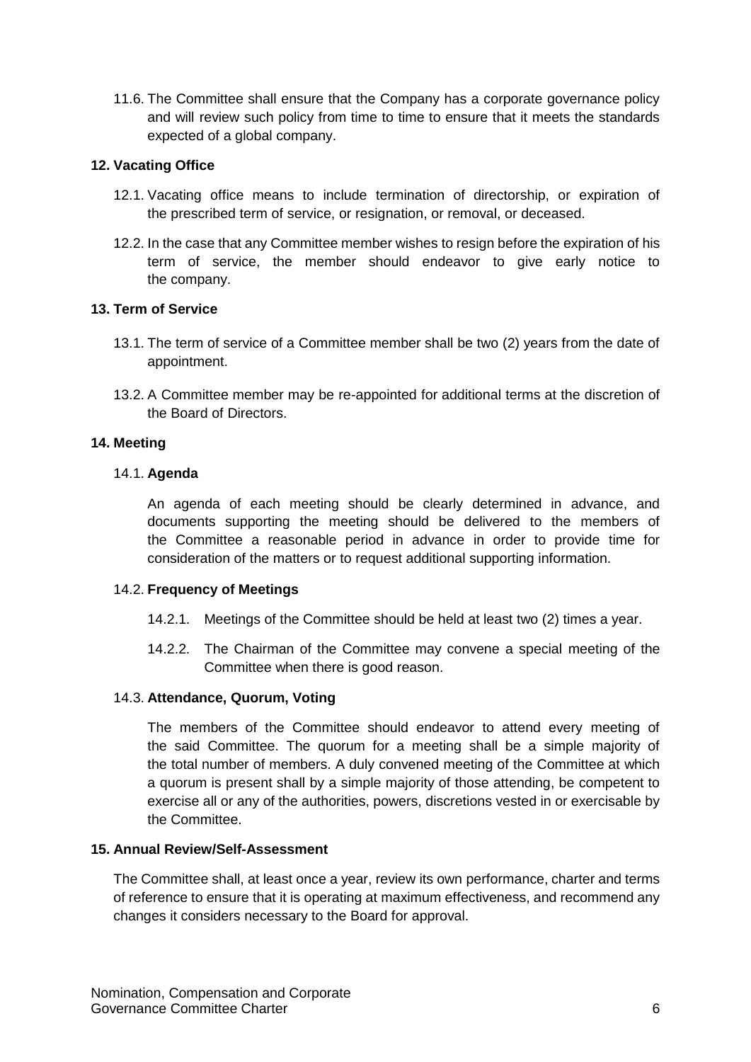11.6. The Committee shall ensure that the Company has a corporate governance policy and will review such policy from time to time to ensure that it meets the standards expected of a global company.

**12. Vacating Office**

12.1. Vacating office means to include termination of directorship, or expiration of the prescribed term of service, or resignation, or removal, or deceased.

12.2. In the case that any Committee member wishes to resign before the expiration of his term of service, the member should endeavor to give early notice to the company.

**13. Term of Service**

13.1. The term of service of a Committee member shall be two (2) years from the date of appointment.

13.2. A Committee member may be re-appointed for additional terms at the discretion of the Board of Directors.

**14. Meeting**

14.1. **Agenda**

An agenda of each meeting should be clearly determined in advance, and documents supporting the meeting should be delivered to the members of the Committee a reasonable period in advance in order to provide time for consideration of the matters or to request additional supporting information.

14.2. **Frequency of Meetings**

14.2.1. Meetings of the Committee should be held at least two (2) times a year.

14.2.2. The Chairman of the Committee may convene a special meeting of the Committee when there is good reason.

14.3. **Attendance, Quorum, Voting**

The members of the Committee should endeavor to attend every meeting of the said Committee. The quorum for a meeting shall be a simple majority of the total number of members. A duly convened meeting of the Committee at which a quorum is present shall by a simple majority of those attending, be competent to exercise all or any of the authorities, powers, discretions vested in or exercisable by the Committee.

**15. Annual Review/Self-Assessment**

The Committee shall, at least once a year, review its own performance, charter and terms of reference to ensure that it is operating at maximum effectiveness, and recommend any changes it considers necessary to the Board for approval.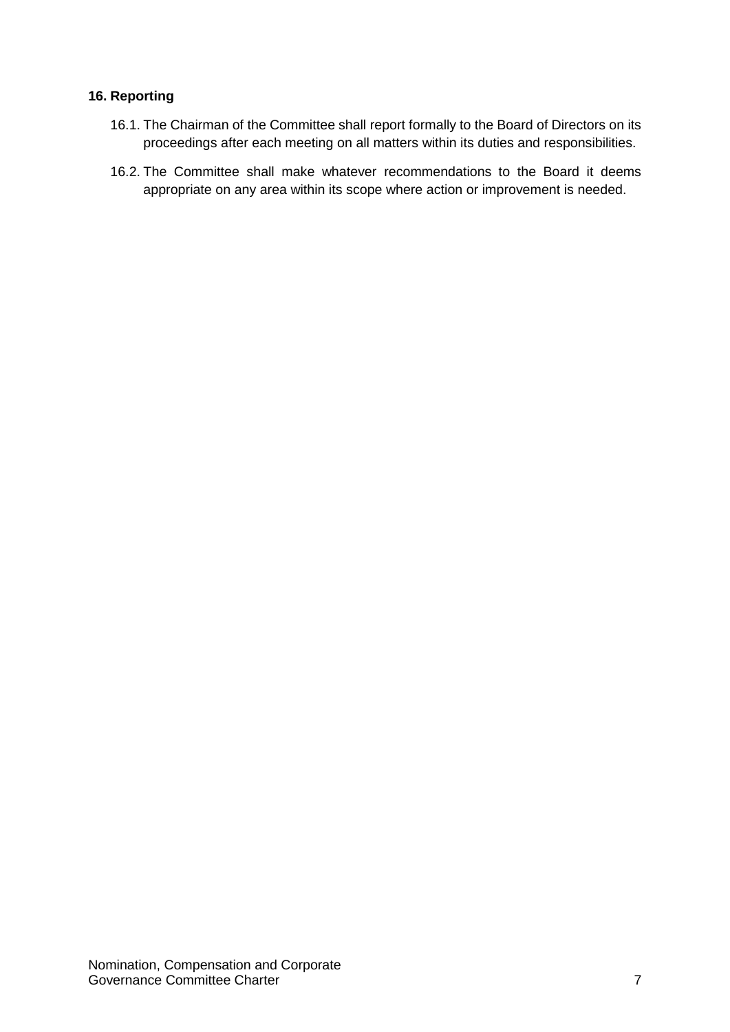## 16. Reporting

16.1. The Chairman of the Committee shall report formally to the Board of Directors on its proceedings after each meeting on all matters within its duties and responsibilities.

16.2. The Committee shall make whatever recommendations to the Board it deems appropriate on any area within its scope where action or improvement is needed.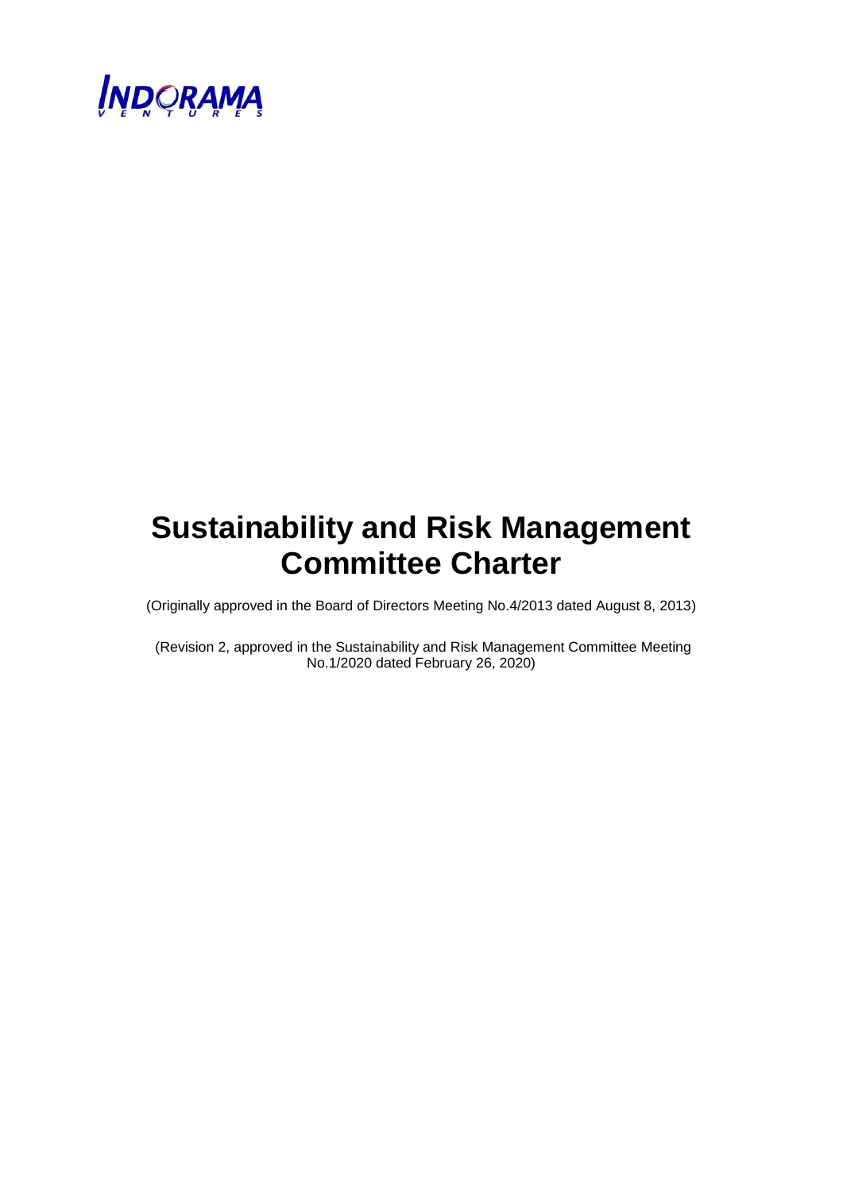INDORAMA VENTURES

# Sustainability and Risk Management Committee Charter

(Originally approved in the Board of Directors Meeting No.4/2013 dated August 8, 2013)

(Revision 2, approved in the Sustainability and Risk Management Committee Meeting No.1/2020 dated February 26, 2020)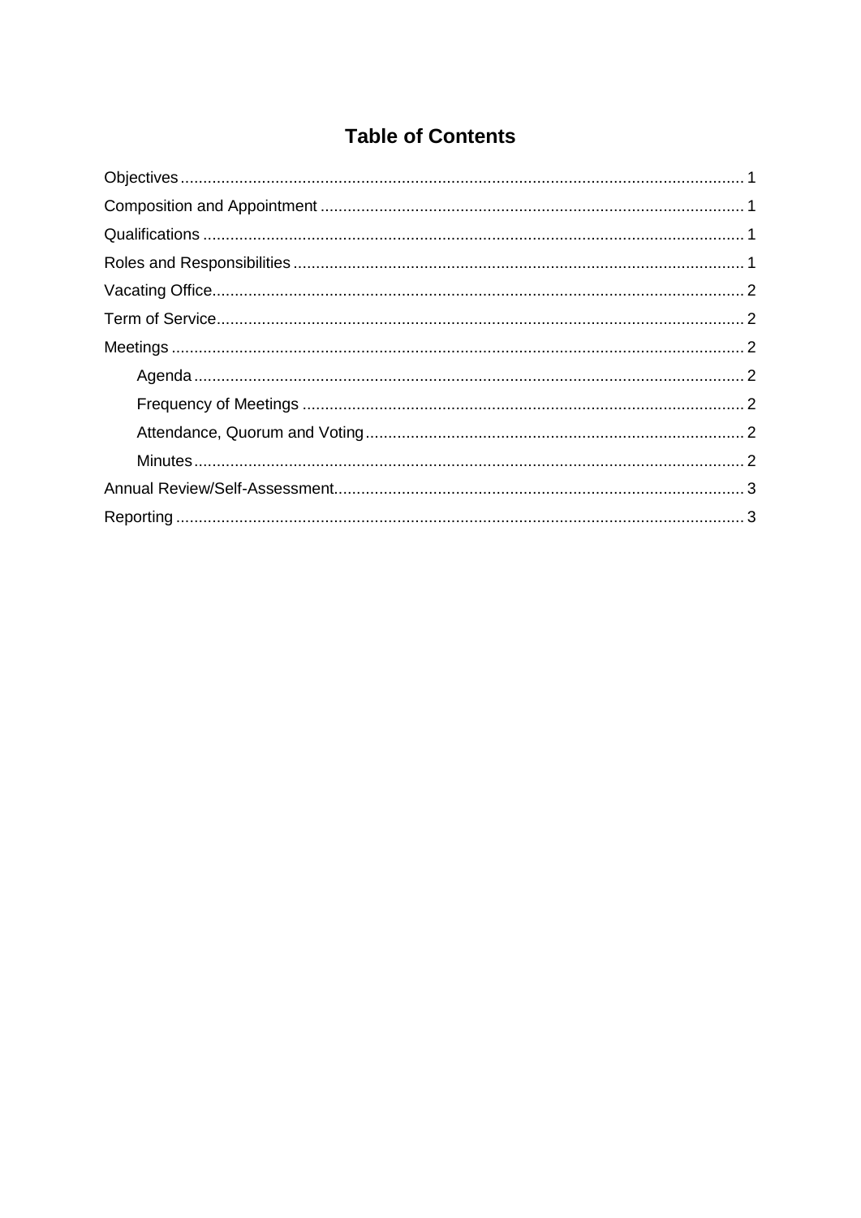# Table of Contents

- Objectives ..... 1
- Composition and Appointment ..... 1
- Qualifications ..... 1
- Roles and Responsibilities ..... 1
- Vacating Office ..... 2
- Term of Service ..... 2
- Meetings ..... 2
  - Agenda ..... 2
  - Frequency of Meetings ..... 2
  - Attendance, Quorum and Voting ..... 2
  - Minutes ..... 2
- Annual Review/Self-Assessment ..... 3
- Reporting ..... 3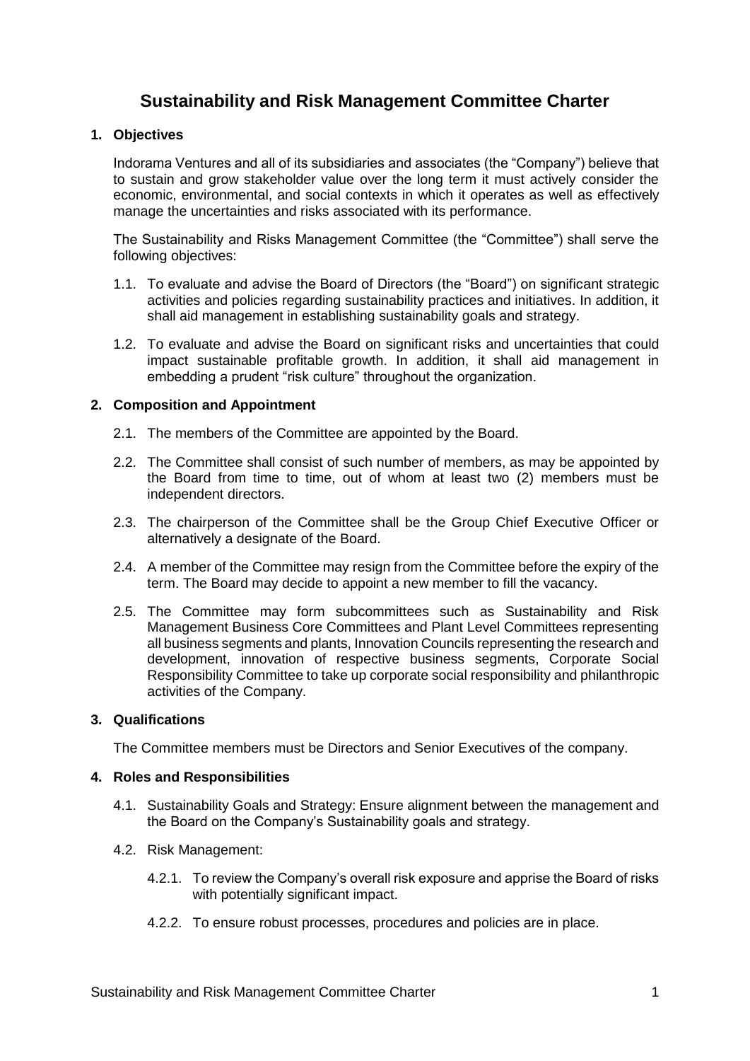# Sustainability and Risk Management Committee Charter

## 1. Objectives

Indorama Ventures and all of its subsidiaries and associates (the "Company") believe that to sustain and grow stakeholder value over the long term it must actively consider the economic, environmental, and social contexts in which it operates as well as effectively manage the uncertainties and risks associated with its performance.

The Sustainability and Risks Management Committee (the "Committee") shall serve the following objectives:

1.1. To evaluate and advise the Board of Directors (the "Board") on significant strategic activities and policies regarding sustainability practices and initiatives. In addition, it shall aid management in establishing sustainability goals and strategy.

1.2. To evaluate and advise the Board on significant risks and uncertainties that could impact sustainable profitable growth. In addition, it shall aid management in embedding a prudent "risk culture" throughout the organization.

## 2. Composition and Appointment

2.1. The members of the Committee are appointed by the Board.

2.2. The Committee shall consist of such number of members, as may be appointed by the Board from time to time, out of whom at least two (2) members must be independent directors.

2.3. The chairperson of the Committee shall be the Group Chief Executive Officer or alternatively a designate of the Board.

2.4. A member of the Committee may resign from the Committee before the expiry of the term. The Board may decide to appoint a new member to fill the vacancy.

2.5. The Committee may form subcommittees such as Sustainability and Risk Management Business Core Committees and Plant Level Committees representing all business segments and plants, Innovation Councils representing the research and development, innovation of respective business segments, Corporate Social Responsibility Committee to take up corporate social responsibility and philanthropic activities of the Company.

## 3. Qualifications

The Committee members must be Directors and Senior Executives of the company.

## 4. Roles and Responsibilities

4.1. Sustainability Goals and Strategy: Ensure alignment between the management and the Board on the Company's Sustainability goals and strategy.

4.2. Risk Management:

4.2.1. To review the Company's overall risk exposure and apprise the Board of risks with potentially significant impact.

4.2.2. To ensure robust processes, procedures and policies are in place.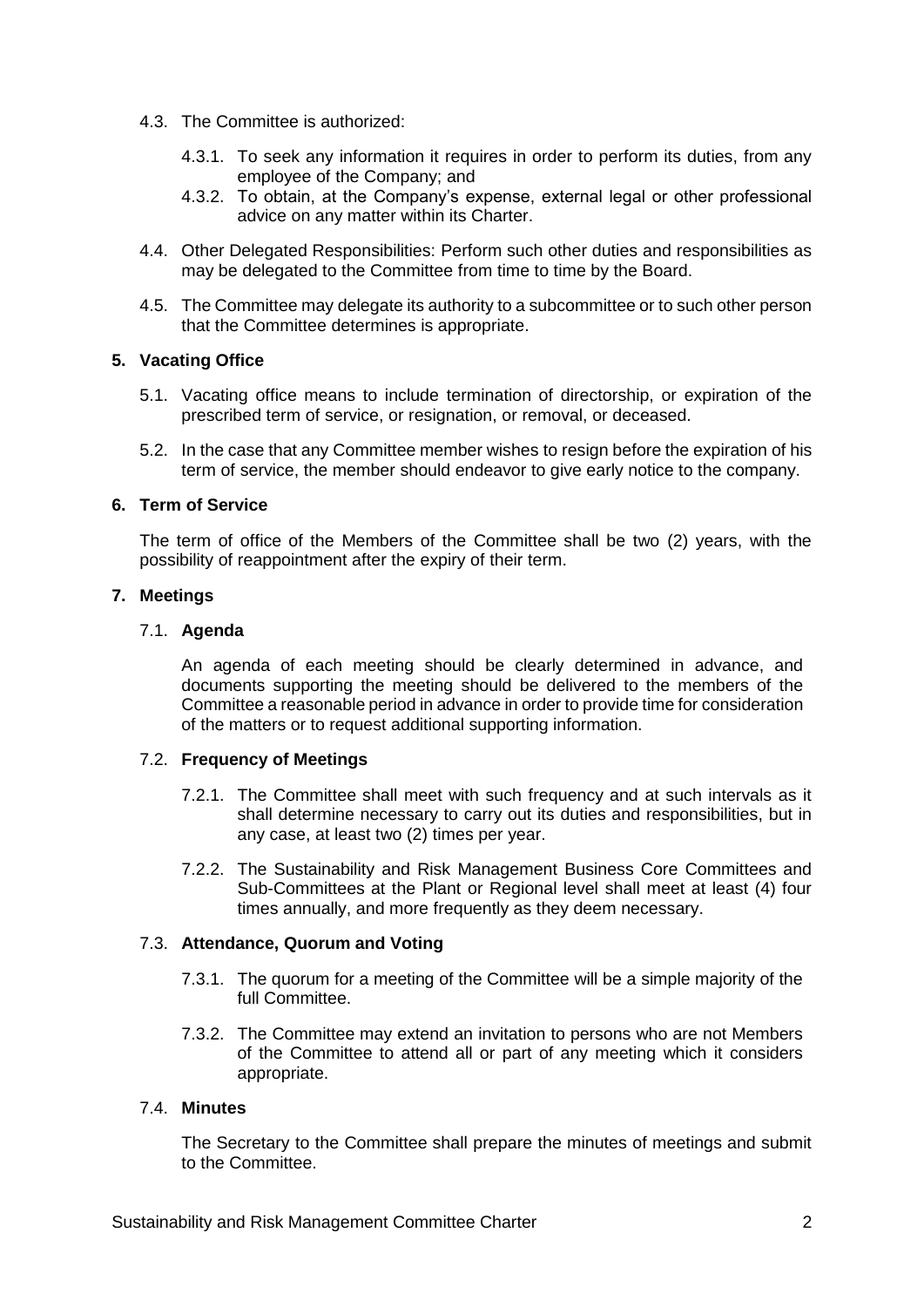4.3. The Committee is authorized:

4.3.1. To seek any information it requires in order to perform its duties, from any employee of the Company; and

4.3.2. To obtain, at the Company's expense, external legal or other professional advice on any matter within its Charter.

4.4. Other Delegated Responsibilities: Perform such other duties and responsibilities as may be delegated to the Committee from time to time by the Board.

4.5. The Committee may delegate its authority to a subcommittee or to such other person that the Committee determines is appropriate.

## 5. Vacating Office

5.1. Vacating office means to include termination of directorship, or expiration of the prescribed term of service, or resignation, or removal, or deceased.

5.2. In the case that any Committee member wishes to resign before the expiration of his term of service, the member should endeavor to give early notice to the company.

## 6. Term of Service

The term of office of the Members of the Committee shall be two (2) years, with the possibility of reappointment after the expiry of their term.

## 7. Meetings

### 7.1. Agenda

An agenda of each meeting should be clearly determined in advance, and documents supporting the meeting should be delivered to the members of the Committee a reasonable period in advance in order to provide time for consideration of the matters or to request additional supporting information.

### 7.2. Frequency of Meetings

7.2.1. The Committee shall meet with such frequency and at such intervals as it shall determine necessary to carry out its duties and responsibilities, but in any case, at least two (2) times per year.

7.2.2. The Sustainability and Risk Management Business Core Committees and Sub-Committees at the Plant or Regional level shall meet at least (4) four times annually, and more frequently as they deem necessary.

### 7.3. Attendance, Quorum and Voting

7.3.1. The quorum for a meeting of the Committee will be a simple majority of the full Committee.

7.3.2. The Committee may extend an invitation to persons who are not Members of the Committee to attend all or part of any meeting which it considers appropriate.

### 7.4. Minutes

The Secretary to the Committee shall prepare the minutes of meetings and submit to the Committee.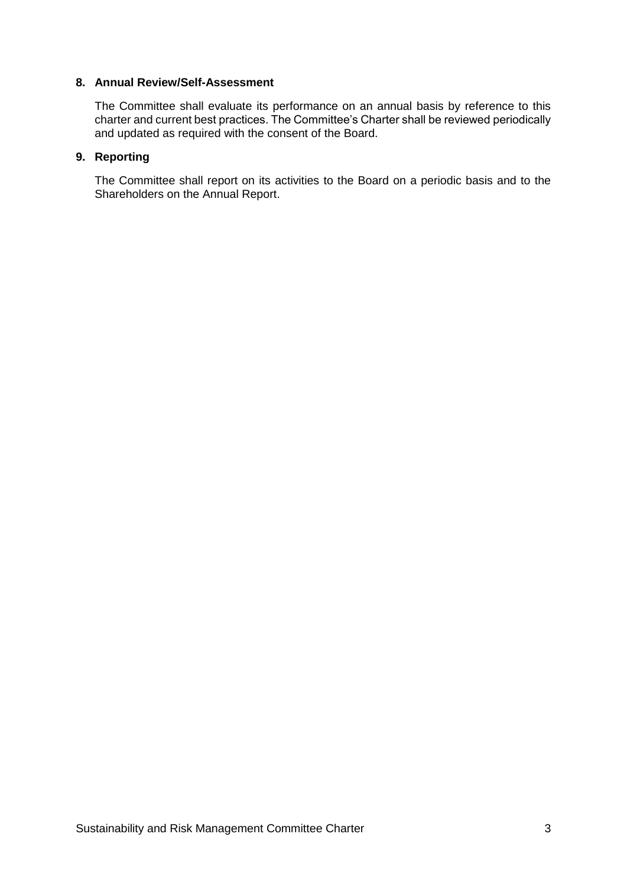## 8. Annual Review/Self-Assessment

The Committee shall evaluate its performance on an annual basis by reference to this charter and current best practices. The Committee's Charter shall be reviewed periodically and updated as required with the consent of the Board.

## 9. Reporting

The Committee shall report on its activities to the Board on a periodic basis and to the Shareholders on the Annual Report.